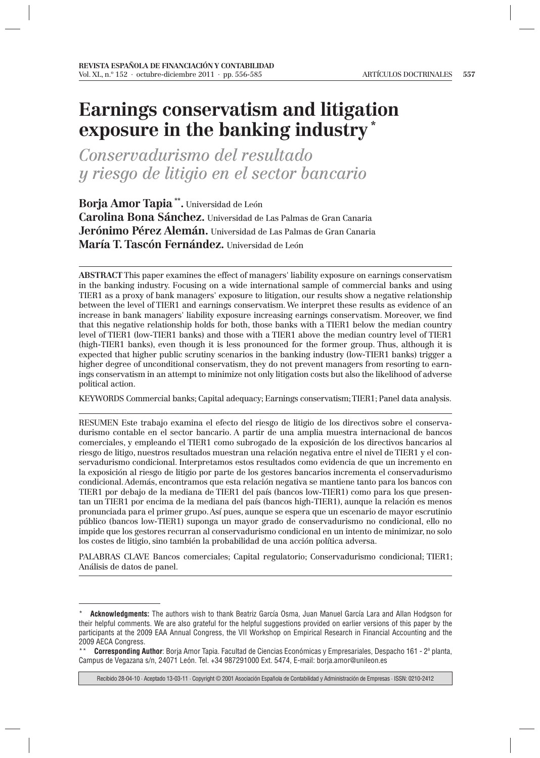# Earnings conservatism and litigation exposure in the banking industry [*]

## *Conservadurismo del resultado y riesgo de litigio en el sector bancario*

**Borja Amor Tapia [**].** Universidad de León
**Carolina Bona Sánchez.** Universidad de Las Palmas de Gran Canaria
**Jerónimo Pérez Alemán.** Universidad de Las Palmas de Gran Canaria
**María T. Tascón Fernández.** Universidad de León

---

**ABSTRACT** This paper examines the effect of managers' liability exposure on earnings conservatism in the banking industry. Focusing on a wide international sample of commercial banks and using TIER1 as a proxy of bank managers' exposure to litigation, our results show a negative relationship between the level of TIER1 and earnings conservatism. We interpret these results as evidence of an increase in bank managers' liability exposure increasing earnings conservatism. Moreover, we find that this negative relationship holds for both, those banks with a TIER1 below the median country level of TIER1 (low-TIER1 banks) and those with a TIER1 above the median country level of TIER1 (high-TIER1 banks), even though it is less pronounced for the former group. Thus, although it is expected that higher public scrutiny scenarios in the banking industry (low-TIER1 banks) trigger a higher degree of unconditional conservatism, they do not prevent managers from resorting to earnings conservatism in an attempt to minimize not only litigation costs but also the likelihood of adverse political action.

KEYWORDS Commercial banks; Capital adequacy; Earnings conservatism; TIER1; Panel data analysis.

---

RESUMEN Este trabajo examina el efecto del riesgo de litigio de los directivos sobre el conservadurismo contable en el sector bancario. A partir de una amplia muestra internacional de bancos comerciales, y empleando el TIER1 como subrogado de la exposición de los directivos bancarios al riesgo de litigo, nuestros resultados muestran una relación negativa entre el nivel de TIER1 y el conservadurismo condicional. Interpretamos estos resultados como evidencia de que un incremento en la exposición al riesgo de litigio por parte de los gestores bancarios incrementa el conservadurismo condicional. Además, encontramos que esta relación negativa se mantiene tanto para los bancos con TIER1 por debajo de la mediana de TIER1 del país (bancos low-TIER1) como para los que presentan un TIER1 por encima de la mediana del país (bancos high-TIER1), aunque la relación es menos pronunciada para el primer grupo. Así pues, aunque se espera que un escenario de mayor escrutinio público (bancos low-TIER1) suponga un mayor grado de conservadurismo no condicional, ello no impide que los gestores recurran al conservadurismo condicional en un intento de minimizar, no solo los costes de litigio, sino también la probabilidad de una acción política adversa.

PALABRAS CLAVE Bancos comerciales; Capital regulatorio; Conservadurismo condicional; TIER1; Análisis de datos de panel.

---

[*] **Acknowledgments:** The authors wish to thank Beatriz García Osma, Juan Manuel García Lara and Allan Hodgson for their helpful comments. We are also grateful for the helpful suggestions provided on earlier versions of this paper by the participants at the 2009 EAA Annual Congress, the VII Workshop on Empirical Research in Financial Accounting and the 2009 AECA Congress.

[**] **Corresponding Author**: Borja Amor Tapia. Facultad de Ciencias Económicas y Empresariales, Despacho 161 - 2ª planta, Campus de Vegazana s/n, 24071 León. Tel. +34 987291000 Ext. 5474, E-mail: borja.amor@unileon.es

Recibido 28-04-10 · Aceptado 13-03-11 · Copyright © 2001 Asociación Española de Contabilidad y Administración de Empresas · ISSN: 0210-2412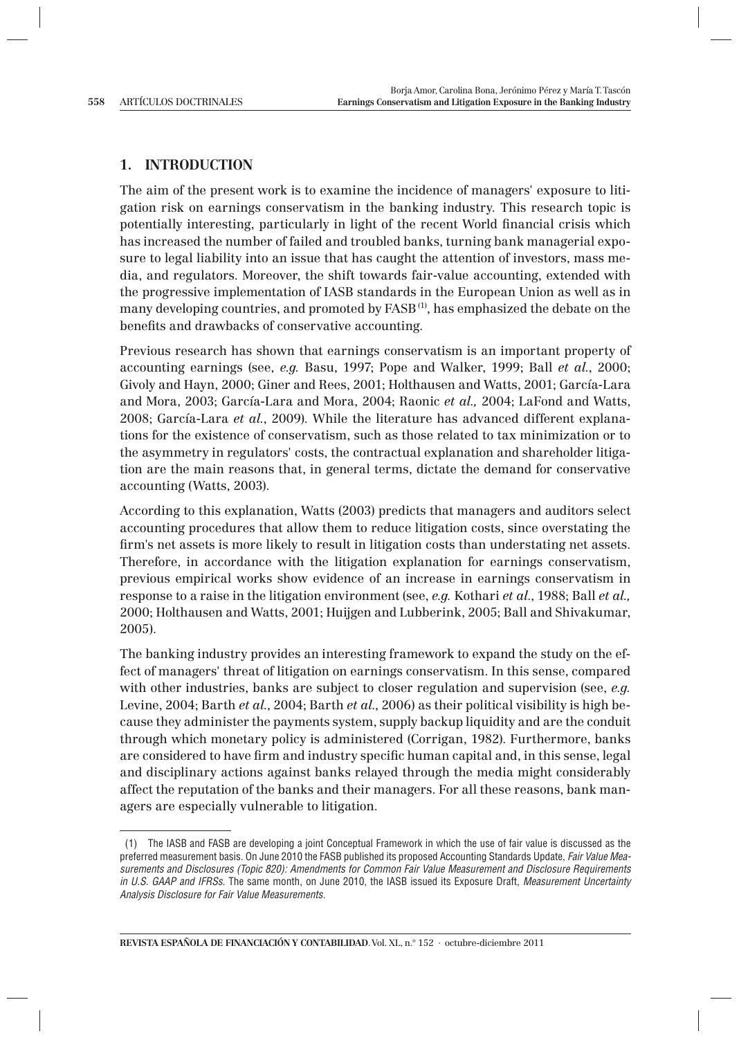## 1. INTRODUCTION

The aim of the present work is to examine the incidence of managers' exposure to litigation risk on earnings conservatism in the banking industry. This research topic is potentially interesting, particularly in light of the recent World financial crisis which has increased the number of failed and troubled banks, turning bank managerial exposure to legal liability into an issue that has caught the attention of investors, mass media, and regulators. Moreover, the shift towards fair-value accounting, extended with the progressive implementation of IASB standards in the European Union as well as in many developing countries, and promoted by FASB [1], has emphasized the debate on the benefits and drawbacks of conservative accounting.

Previous research has shown that earnings conservatism is an important property of accounting earnings (see, *e.g.* Basu, 1997; Pope and Walker, 1999; Ball *et al.*, 2000; Givoly and Hayn, 2000; Giner and Rees, 2001; Holthausen and Watts, 2001; García-Lara and Mora, 2003; García-Lara and Mora, 2004; Raonic *et al.,* 2004; LaFond and Watts, 2008; García-Lara *et al.*, 2009). While the literature has advanced different explanations for the existence of conservatism, such as those related to tax minimization or to the asymmetry in regulators' costs, the contractual explanation and shareholder litigation are the main reasons that, in general terms, dictate the demand for conservative accounting (Watts, 2003).

According to this explanation, Watts (2003) predicts that managers and auditors select accounting procedures that allow them to reduce litigation costs, since overstating the firm's net assets is more likely to result in litigation costs than understating net assets. Therefore, in accordance with the litigation explanation for earnings conservatism, previous empirical works show evidence of an increase in earnings conservatism in response to a raise in the litigation environment (see, *e.g.* Kothari *et al.*, 1988; Ball *et al.,* 2000; Holthausen and Watts, 2001; Huijgen and Lubberink, 2005; Ball and Shivakumar, 2005).

The banking industry provides an interesting framework to expand the study on the effect of managers' threat of litigation on earnings conservatism. In this sense, compared with other industries, banks are subject to closer regulation and supervision (see, *e.g.* Levine, 2004; Barth *et al.*, 2004; Barth *et al.*, 2006) as their political visibility is high because they administer the payments system, supply backup liquidity and are the conduit through which monetary policy is administered (Corrigan, 1982). Furthermore, banks are considered to have firm and industry specific human capital and, in this sense, legal and disciplinary actions against banks relayed through the media might considerably affect the reputation of the banks and their managers. For all these reasons, bank managers are especially vulnerable to litigation.

(1) The IASB and FASB are developing a joint Conceptual Framework in which the use of fair value is discussed as the preferred measurement basis. On June 2010 the FASB published its proposed Accounting Standards Update, *Fair Value Measurements and Disclosures (Topic 820): Amendments for Common Fair Value Measurement and Disclosure Requirements in U.S. GAAP and IFRSs.* The same month, on June 2010, the IASB issued its Exposure Draft, *Measurement Uncertainty Analysis Disclosure for Fair Value Measurements.*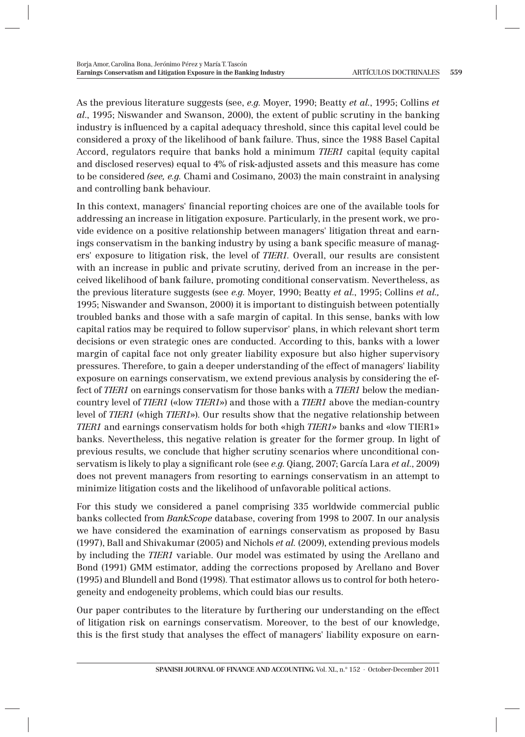As the previous literature suggests (see, *e.g.* Moyer, 1990; Beatty *et al.*, 1995; Collins *et al.*, 1995; Niswander and Swanson, 2000), the extent of public scrutiny in the banking industry is influenced by a capital adequacy threshold, since this capital level could be considered a proxy of the likelihood of bank failure. Thus, since the 1988 Basel Capital Accord, regulators require that banks hold a minimum *TIER1* capital (equity capital and disclosed reserves) equal to 4% of risk-adjusted assets and this measure has come to be considered *(see, e.g.* Chami and Cosimano, 2003) the main constraint in analysing and controlling bank behaviour.

In this context, managers' financial reporting choices are one of the available tools for addressing an increase in litigation exposure. Particularly, in the present work, we provide evidence on a positive relationship between managers' litigation threat and earnings conservatism in the banking industry by using a bank specific measure of managers' exposure to litigation risk, the level of *TIER1*. Overall, our results are consistent with an increase in public and private scrutiny, derived from an increase in the perceived likelihood of bank failure, promoting conditional conservatism. Nevertheless, as the previous literature suggests (see *e.g.* Moyer, 1990; Beatty *et al.*, 1995; Collins *et al.,* 1995; Niswander and Swanson, 2000) it is important to distinguish between potentially troubled banks and those with a safe margin of capital. In this sense, banks with low capital ratios may be required to follow supervisor' plans, in which relevant short term decisions or even strategic ones are conducted. According to this, banks with a lower margin of capital face not only greater liability exposure but also higher supervisory pressures. Therefore, to gain a deeper understanding of the effect of managers' liability exposure on earnings conservatism, we extend previous analysis by considering the effect of *TIER1* on earnings conservatism for those banks with a *TIER1* below the median-country level of *TIER1* («low *TIER1*») and those with a *TIER1* above the median-country level of *TIER1* («high *TIER1*»). Our results show that the negative relationship between *TIER1* and earnings conservatism holds for both «high *TIER1*» banks and «low TIER1» banks. Nevertheless, this negative relation is greater for the former group. In light of previous results, we conclude that higher scrutiny scenarios where unconditional conservatism is likely to play a significant role (see *e.g.* Qiang, 2007; García Lara *et al.*, 2009) does not prevent managers from resorting to earnings conservatism in an attempt to minimize litigation costs and the likelihood of unfavorable political actions.

For this study we considered a panel comprising 335 worldwide commercial public banks collected from *BankScope* database, covering from 1998 to 2007. In our analysis we have considered the examination of earnings conservatism as proposed by Basu (1997), Ball and Shivakumar (2005) and Nichols *et al.* (2009), extending previous models by including the *TIER1* variable. Our model was estimated by using the Arellano and Bond (1991) GMM estimator, adding the corrections proposed by Arellano and Bover (1995) and Blundell and Bond (1998). That estimator allows us to control for both heterogeneity and endogeneity problems, which could bias our results.

Our paper contributes to the literature by furthering our understanding on the effect of litigation risk on earnings conservatism. Moreover, to the best of our knowledge, this is the first study that analyses the effect of managers' liability exposure on earn-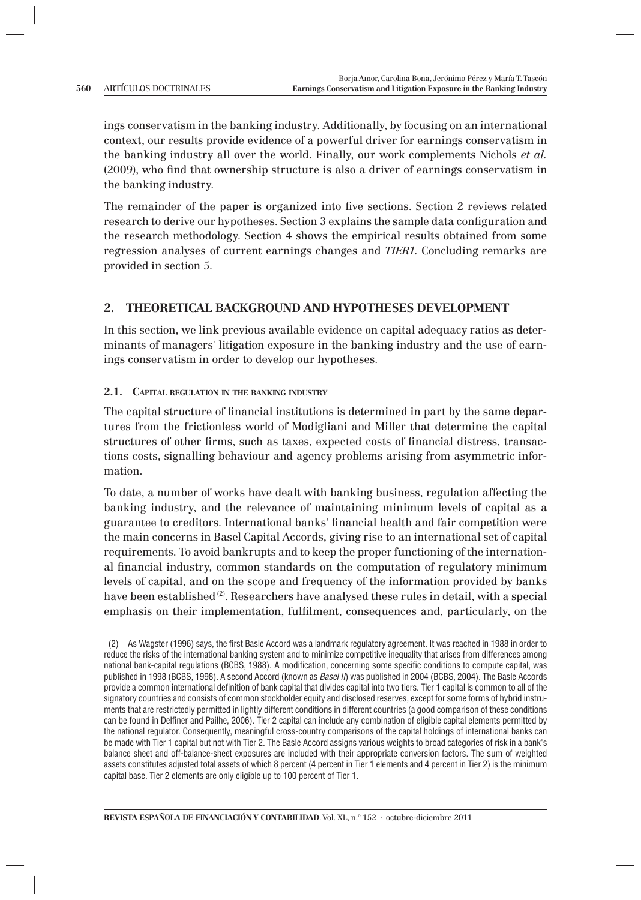ings conservatism in the banking industry. Additionally, by focusing on an international context, our results provide evidence of a powerful driver for earnings conservatism in the banking industry all over the world. Finally, our work complements Nichols *et al.* (2009), who find that ownership structure is also a driver of earnings conservatism in the banking industry.

The remainder of the paper is organized into five sections. Section 2 reviews related research to derive our hypotheses. Section 3 explains the sample data configuration and the research methodology. Section 4 shows the empirical results obtained from some regression analyses of current earnings changes and *TIER1*. Concluding remarks are provided in section 5.

## 2. THEORETICAL BACKGROUND AND HYPOTHESES DEVELOPMENT

In this section, we link previous available evidence on capital adequacy ratios as determinants of managers' litigation exposure in the banking industry and the use of earnings conservatism in order to develop our hypotheses.

### 2.1. Capital regulation in the banking industry

The capital structure of financial institutions is determined in part by the same departures from the frictionless world of Modigliani and Miller that determine the capital structures of other firms, such as taxes, expected costs of financial distress, transactions costs, signalling behaviour and agency problems arising from asymmetric information.

To date, a number of works have dealt with banking business, regulation affecting the banking industry, and the relevance of maintaining minimum levels of capital as a guarantee to creditors. International banks' financial health and fair competition were the main concerns in Basel Capital Accords, giving rise to an international set of capital requirements. To avoid bankrupts and to keep the proper functioning of the international financial industry, common standards on the computation of regulatory minimum levels of capital, and on the scope and frequency of the information provided by banks have been established [(2)]. Researchers have analysed these rules in detail, with a special emphasis on their implementation, fulfilment, consequences and, particularly, on the

(2) As Wagster (1996) says, the first Basle Accord was a landmark regulatory agreement. It was reached in 1988 in order to reduce the risks of the international banking system and to minimize competitive inequality that arises from differences among national bank-capital regulations (BCBS, 1988). A modification, concerning some specific conditions to compute capital, was published in 1998 (BCBS, 1998). A second Accord (known as *Basel II*) was published in 2004 (BCBS, 2004). The Basle Accords provide a common international definition of bank capital that divides capital into two tiers. Tier 1 capital is common to all of the signatory countries and consists of common stockholder equity and disclosed reserves, except for some forms of hybrid instruments that are restrictedly permitted in lightly different conditions in different countries (a good comparison of these conditions can be found in Delfiner and Pailhe, 2006). Tier 2 capital can include any combination of eligible capital elements permitted by the national regulator. Consequently, meaningful cross-country comparisons of the capital holdings of international banks can be made with Tier 1 capital but not with Tier 2. The Basle Accord assigns various weights to broad categories of risk in a bank's balance sheet and off-balance-sheet exposures are included with their appropriate conversion factors. The sum of weighted assets constitutes adjusted total assets of which 8 percent (4 percent in Tier 1 elements and 4 percent in Tier 2) is the minimum capital base. Tier 2 elements are only eligible up to 100 percent of Tier 1.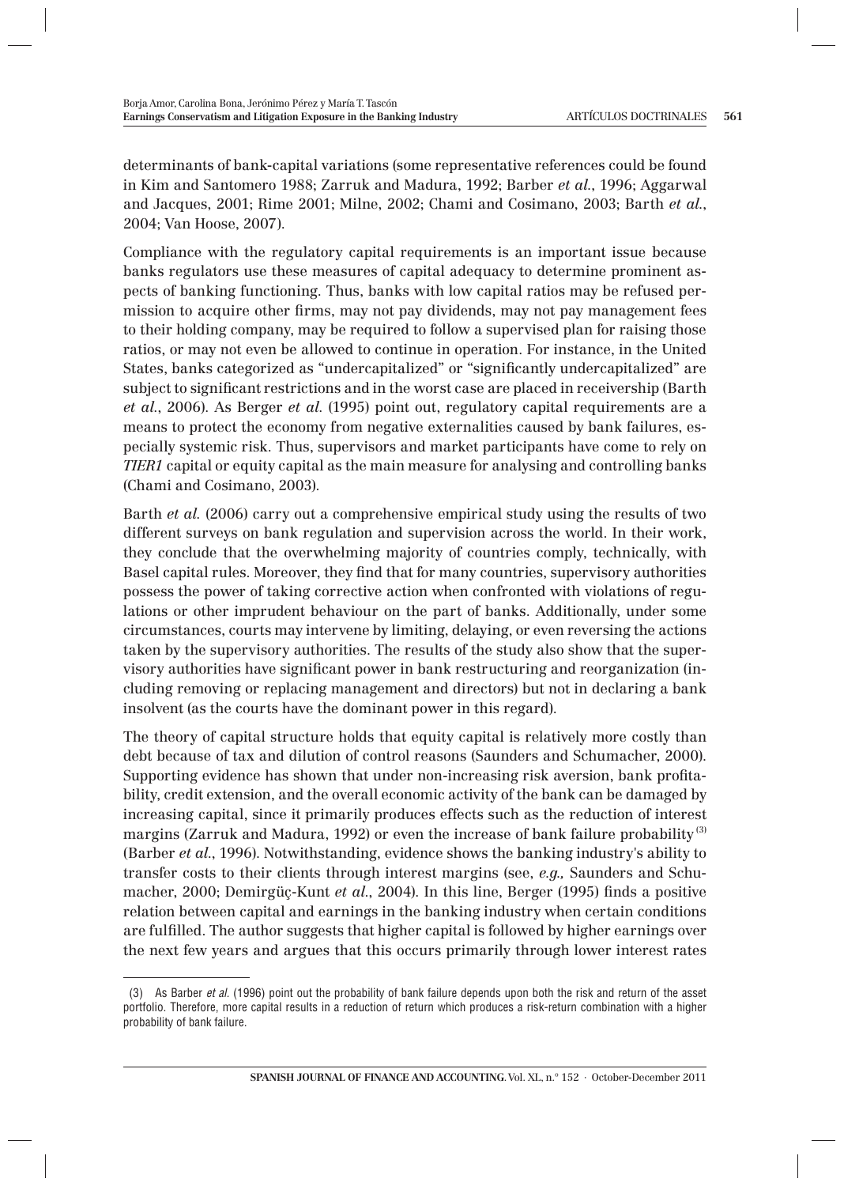determinants of bank-capital variations (some representative references could be found in Kim and Santomero 1988; Zarruk and Madura, 1992; Barber *et al.*, 1996; Aggarwal and Jacques, 2001; Rime 2001; Milne, 2002; Chami and Cosimano, 2003; Barth *et al.*, 2004; Van Hoose, 2007).

Compliance with the regulatory capital requirements is an important issue because banks regulators use these measures of capital adequacy to determine prominent aspects of banking functioning. Thus, banks with low capital ratios may be refused permission to acquire other firms, may not pay dividends, may not pay management fees to their holding company, may be required to follow a supervised plan for raising those ratios, or may not even be allowed to continue in operation. For instance, in the United States, banks categorized as "undercapitalized" or "significantly undercapitalized" are subject to significant restrictions and in the worst case are placed in receivership (Barth *et al.*, 2006). As Berger *et al.* (1995) point out, regulatory capital requirements are a means to protect the economy from negative externalities caused by bank failures, especially systemic risk. Thus, supervisors and market participants have come to rely on *TIER1* capital or equity capital as the main measure for analysing and controlling banks (Chami and Cosimano, 2003).

Barth *et al.* (2006) carry out a comprehensive empirical study using the results of two different surveys on bank regulation and supervision across the world. In their work, they conclude that the overwhelming majority of countries comply, technically, with Basel capital rules. Moreover, they find that for many countries, supervisory authorities possess the power of taking corrective action when confronted with violations of regulations or other imprudent behaviour on the part of banks. Additionally, under some circumstances, courts may intervene by limiting, delaying, or even reversing the actions taken by the supervisory authorities. The results of the study also show that the supervisory authorities have significant power in bank restructuring and reorganization (including removing or replacing management and directors) but not in declaring a bank insolvent (as the courts have the dominant power in this regard).

The theory of capital structure holds that equity capital is relatively more costly than debt because of tax and dilution of control reasons (Saunders and Schumacher, 2000). Supporting evidence has shown that under non-increasing risk aversion, bank profitability, credit extension, and the overall economic activity of the bank can be damaged by increasing capital, since it primarily produces effects such as the reduction of interest margins (Zarruk and Madura, 1992) or even the increase of bank failure probability [3] (Barber *et al.*, 1996). Notwithstanding, evidence shows the banking industry's ability to transfer costs to their clients through interest margins (see, *e.g.,* Saunders and Schumacher, 2000; Demirgüç-Kunt *et al.*, 2004). In this line, Berger (1995) finds a positive relation between capital and earnings in the banking industry when certain conditions are fulfilled. The author suggests that higher capital is followed by higher earnings over the next few years and argues that this occurs primarily through lower interest rates

(3) As Barber *et al.* (1996) point out the probability of bank failure depends upon both the risk and return of the asset portfolio. Therefore, more capital results in a reduction of return which produces a risk-return combination with a higher probability of bank failure.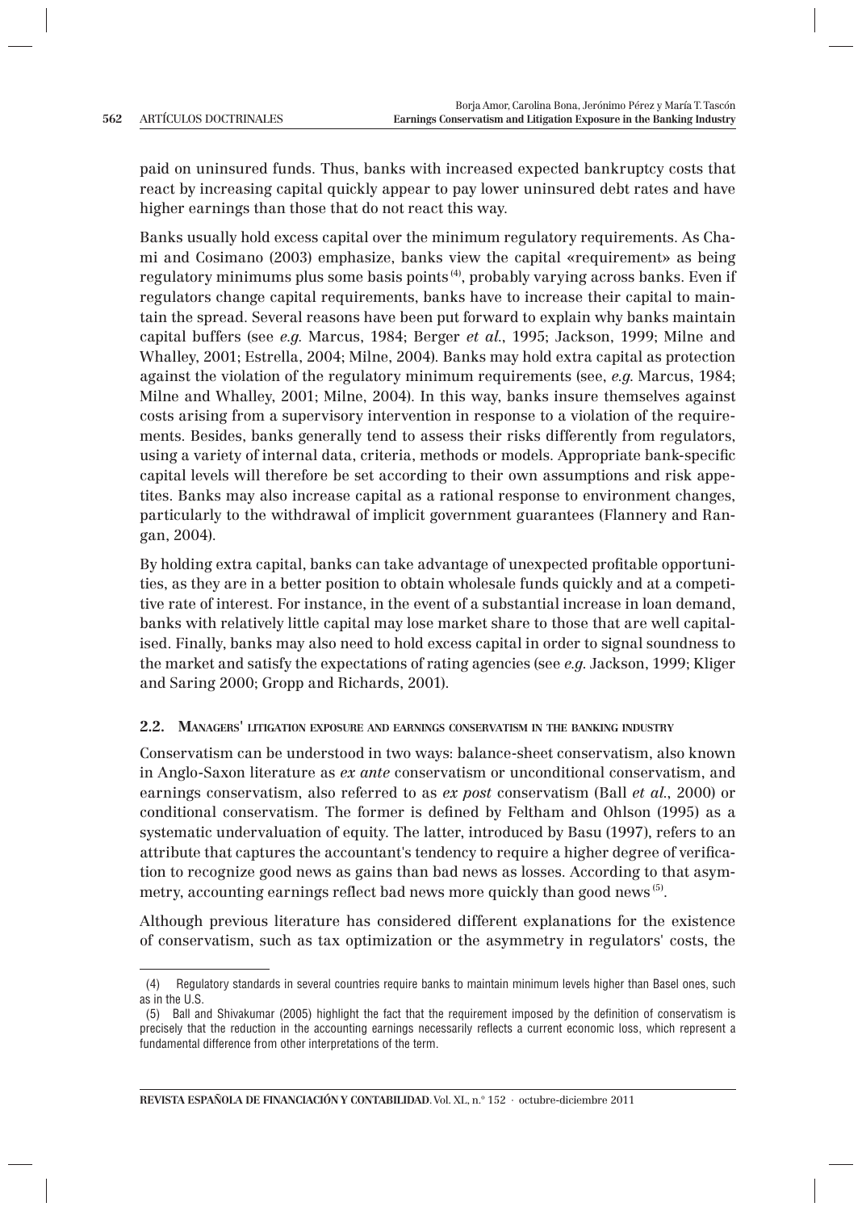paid on uninsured funds. Thus, banks with increased expected bankruptcy costs that react by increasing capital quickly appear to pay lower uninsured debt rates and have higher earnings than those that do not react this way.

Banks usually hold excess capital over the minimum regulatory requirements. As Chami and Cosimano (2003) emphasize, banks view the capital «requirement» as being regulatory minimums plus some basis points [(4)], probably varying across banks. Even if regulators change capital requirements, banks have to increase their capital to maintain the spread. Several reasons have been put forward to explain why banks maintain capital buffers (see *e.g.* Marcus, 1984; Berger *et al.*, 1995; Jackson, 1999; Milne and Whalley, 2001; Estrella, 2004; Milne, 2004). Banks may hold extra capital as protection against the violation of the regulatory minimum requirements (see, *e.g.* Marcus, 1984; Milne and Whalley, 2001; Milne, 2004). In this way, banks insure themselves against costs arising from a supervisory intervention in response to a violation of the requirements. Besides, banks generally tend to assess their risks differently from regulators, using a variety of internal data, criteria, methods or models. Appropriate bank-specific capital levels will therefore be set according to their own assumptions and risk appetites. Banks may also increase capital as a rational response to environment changes, particularly to the withdrawal of implicit government guarantees (Flannery and Rangan, 2004).

By holding extra capital, banks can take advantage of unexpected profitable opportunities, as they are in a better position to obtain wholesale funds quickly and at a competitive rate of interest. For instance, in the event of a substantial increase in loan demand, banks with relatively little capital may lose market share to those that are well capitalised. Finally, banks may also need to hold excess capital in order to signal soundness to the market and satisfy the expectations of rating agencies (see *e.g.* Jackson, 1999; Kliger and Saring 2000; Gropp and Richards, 2001).

### 2.2. Managers' litigation exposure and earnings conservatism in the banking industry

Conservatism can be understood in two ways: balance-sheet conservatism, also known in Anglo-Saxon literature as *ex ante* conservatism or unconditional conservatism, and earnings conservatism, also referred to as *ex post* conservatism (Ball *et al.*, 2000) or conditional conservatism. The former is defined by Feltham and Ohlson (1995) as a systematic undervaluation of equity. The latter, introduced by Basu (1997), refers to an attribute that captures the accountant's tendency to require a higher degree of verification to recognize good news as gains than bad news as losses. According to that asymmetry, accounting earnings reflect bad news more quickly than good news [(5)].

Although previous literature has considered different explanations for the existence of conservatism, such as tax optimization or the asymmetry in regulators' costs, the

(4) Regulatory standards in several countries require banks to maintain minimum levels higher than Basel ones, such as in the U.S.

(5) Ball and Shivakumar (2005) highlight the fact that the requirement imposed by the definition of conservatism is precisely that the reduction in the accounting earnings necessarily reflects a current economic loss, which represent a fundamental difference from other interpretations of the term.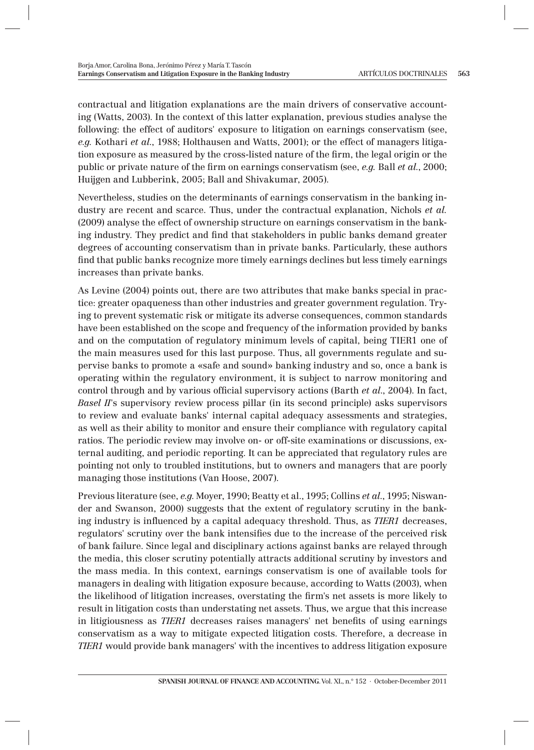contractual and litigation explanations are the main drivers of conservative accounting (Watts, 2003). In the context of this latter explanation, previous studies analyse the following: the effect of auditors' exposure to litigation on earnings conservatism (see, *e.g.* Kothari *et al.*, 1988; Holthausen and Watts, 2001); or the effect of managers litigation exposure as measured by the cross-listed nature of the firm, the legal origin or the public or private nature of the firm on earnings conservatism (see, *e.g.* Ball *et al.*, 2000; Huijgen and Lubberink, 2005; Ball and Shivakumar, 2005).

Nevertheless, studies on the determinants of earnings conservatism in the banking industry are recent and scarce. Thus, under the contractual explanation, Nichols *et al.* (2009) analyse the effect of ownership structure on earnings conservatism in the banking industry. They predict and find that stakeholders in public banks demand greater degrees of accounting conservatism than in private banks. Particularly, these authors find that public banks recognize more timely earnings declines but less timely earnings increases than private banks.

As Levine (2004) points out, there are two attributes that make banks special in practice: greater opaqueness than other industries and greater government regulation. Trying to prevent systematic risk or mitigate its adverse consequences, common standards have been established on the scope and frequency of the information provided by banks and on the computation of regulatory minimum levels of capital, being TIER1 one of the main measures used for this last purpose. Thus, all governments regulate and supervise banks to promote a «safe and sound» banking industry and so, once a bank is operating within the regulatory environment, it is subject to narrow monitoring and control through and by various official supervisory actions (Barth *et al.*, 2004). In fact, *Basel II*'s supervisory review process pillar (in its second principle) asks supervisors to review and evaluate banks' internal capital adequacy assessments and strategies, as well as their ability to monitor and ensure their compliance with regulatory capital ratios. The periodic review may involve on- or off-site examinations or discussions, external auditing, and periodic reporting. It can be appreciated that regulatory rules are pointing not only to troubled institutions, but to owners and managers that are poorly managing those institutions (Van Hoose, 2007).

Previous literature (see, *e.g.* Moyer, 1990; Beatty et al., 1995; Collins *et al.*, 1995; Niswander and Swanson, 2000) suggests that the extent of regulatory scrutiny in the banking industry is influenced by a capital adequacy threshold. Thus, as *TIER1* decreases, regulators' scrutiny over the bank intensifies due to the increase of the perceived risk of bank failure. Since legal and disciplinary actions against banks are relayed through the media, this closer scrutiny potentially attracts additional scrutiny by investors and the mass media. In this context, earnings conservatism is one of available tools for managers in dealing with litigation exposure because, according to Watts (2003), when the likelihood of litigation increases, overstating the firm's net assets is more likely to result in litigation costs than understating net assets. Thus, we argue that this increase in litigiousness as *TIER1* decreases raises managers' net benefits of using earnings conservatism as a way to mitigate expected litigation costs. Therefore, a decrease in *TIER1* would provide bank managers' with the incentives to address litigation exposure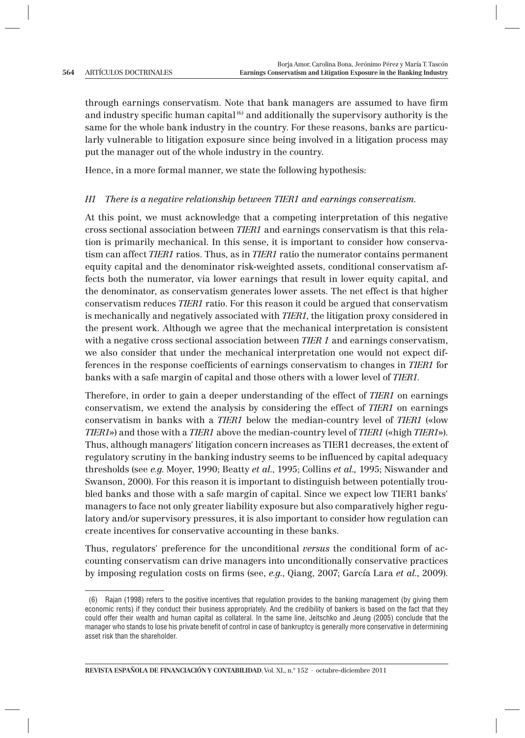through earnings conservatism. Note that bank managers are assumed to have firm and industry specific human capital [6] and additionally the supervisory authority is the same for the whole bank industry in the country. For these reasons, banks are particularly vulnerable to litigation exposure since being involved in a litigation process may put the manager out of the whole industry in the country.

Hence, in a more formal manner, we state the following hypothesis:

*H1 There is a negative relationship between TIER1 and earnings conservatism.*

At this point, we must acknowledge that a competing interpretation of this negative cross sectional association between *TIER1* and earnings conservatism is that this relation is primarily mechanical. In this sense, it is important to consider how conservatism can affect *TIER1* ratios. Thus, as in *TIER1* ratio the numerator contains permanent equity capital and the denominator risk-weighted assets, conditional conservatism affects both the numerator, via lower earnings that result in lower equity capital, and the denominator, as conservatism generates lower assets. The net effect is that higher conservatism reduces *TIER1* ratio. For this reason it could be argued that conservatism is mechanically and negatively associated with *TIER1*, the litigation proxy considered in the present work. Although we agree that the mechanical interpretation is consistent with a negative cross sectional association between *TIER 1* and earnings conservatism, we also consider that under the mechanical interpretation one would not expect differences in the response coefficients of earnings conservatism to changes in *TIER1* for banks with a safe margin of capital and those others with a lower level of *TIER1*.

Therefore, in order to gain a deeper understanding of the effect of *TIER1* on earnings conservatism, we extend the analysis by considering the effect of *TIER1* on earnings conservatism in banks with a *TIER1* below the median-country level of *TIER1* («low *TIER1*») and those with a *TIER1* above the median-country level of *TIER1* («high *TIER1*»). Thus, although managers' litigation concern increases as TIER1 decreases, the extent of regulatory scrutiny in the banking industry seems to be influenced by capital adequacy thresholds (see *e.g.* Moyer, 1990; Beatty *et al.*, 1995; Collins *et al.,* 1995; Niswander and Swanson, 2000). For this reason it is important to distinguish between potentially troubled banks and those with a safe margin of capital. Since we expect low TIER1 banks' managers to face not only greater liability exposure but also comparatively higher regulatory and/or supervisory pressures, it is also important to consider how regulation can create incentives for conservative accounting in these banks.

Thus, regulators' preference for the unconditional *versus* the conditional form of accounting conservatism can drive managers into unconditionally conservative practices by imposing regulation costs on firms (see, *e.g.*, Qiang, 2007; García Lara *et al.*, 2009).

---

(6) Rajan (1998) refers to the positive incentives that regulation provides to the banking management (by giving them economic rents) if they conduct their business appropriately. And the credibility of bankers is based on the fact that they could offer their wealth and human capital as collateral. In the same line, Jeitschko and Jeung (2005) conclude that the manager who stands to lose his private benefit of control in case of bankruptcy is generally more conservative in determining asset risk than the shareholder.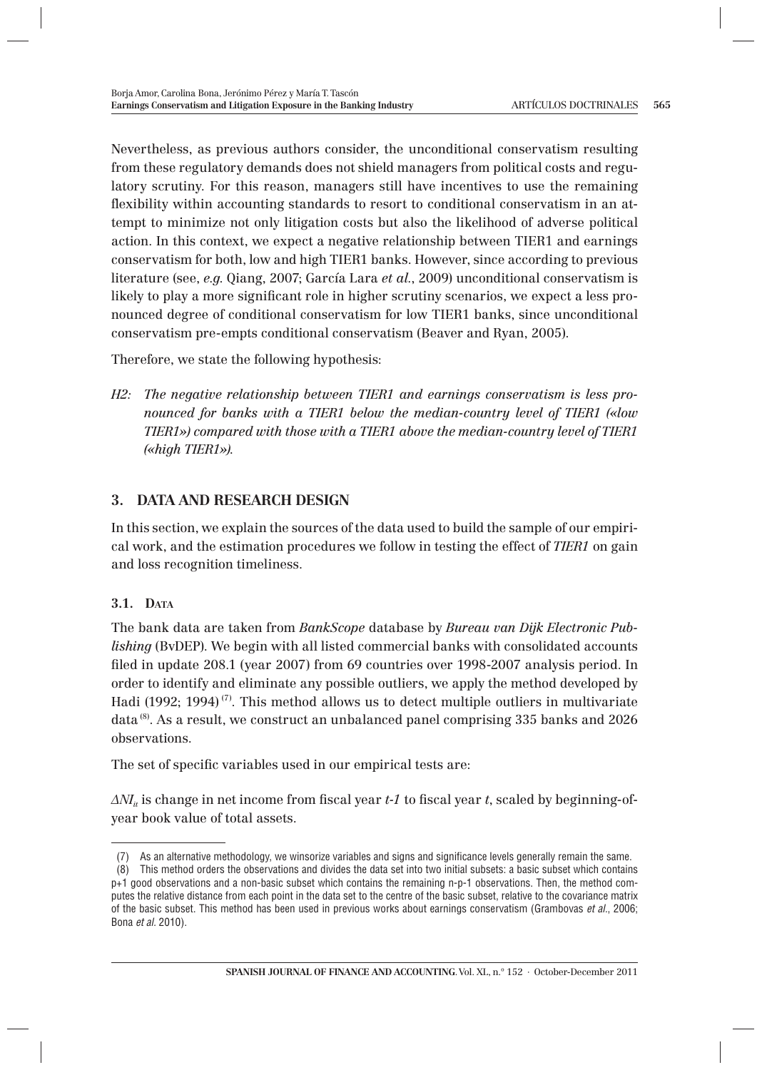Nevertheless, as previous authors consider, the unconditional conservatism resulting from these regulatory demands does not shield managers from political costs and regulatory scrutiny. For this reason, managers still have incentives to use the remaining flexibility within accounting standards to resort to conditional conservatism in an attempt to minimize not only litigation costs but also the likelihood of adverse political action. In this context, we expect a negative relationship between TIER1 and earnings conservatism for both, low and high TIER1 banks. However, since according to previous literature (see, *e.g.* Qiang, 2007; García Lara *et al.*, 2009) unconditional conservatism is likely to play a more significant role in higher scrutiny scenarios, we expect a less pronounced degree of conditional conservatism for low TIER1 banks, since unconditional conservatism pre-empts conditional conservatism (Beaver and Ryan, 2005).

Therefore, we state the following hypothesis:

*H2: The negative relationship between TIER1 and earnings conservatism is less pronounced for banks with a TIER1 below the median-country level of TIER1 («low TIER1») compared with those with a TIER1 above the median-country level of TIER1 («high TIER1»).*

## 3. DATA AND RESEARCH DESIGN

In this section, we explain the sources of the data used to build the sample of our empirical work, and the estimation procedures we follow in testing the effect of *TIER1* on gain and loss recognition timeliness.

### 3.1. Data

The bank data are taken from *BankScope* database by *Bureau van Dijk Electronic Publishing* (BvDEP). We begin with all listed commercial banks with consolidated accounts filed in update 208.1 (year 2007) from 69 countries over 1998-2007 analysis period. In order to identify and eliminate any possible outliers, we apply the method developed by Hadi (1992; 1994) (7). This method allows us to detect multiple outliers in multivariate data (8). As a result, we construct an unbalanced panel comprising 335 banks and 2026 observations.

The set of specific variables used in our empirical tests are:

$\Delta NI_{it}$ is change in net income from fiscal year *t-1* to fiscal year *t*, scaled by beginning-of-year book value of total assets.

---

(7) As an alternative methodology, we winsorize variables and signs and significance levels generally remain the same.

(8) This method orders the observations and divides the data set into two initial subsets: a basic subset which contains p+1 good observations and a non-basic subset which contains the remaining n-p-1 observations. Then, the method computes the relative distance from each point in the data set to the centre of the basic subset, relative to the covariance matrix of the basic subset. This method has been used in previous works about earnings conservatism (Grambovas *et al.*, 2006; Bona *et al.* 2010).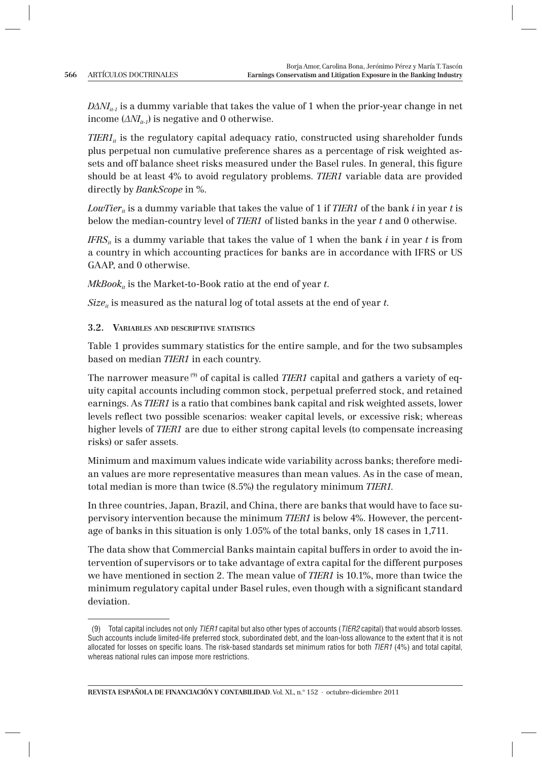$D\Delta NI_{it-1}$ is a dummy variable that takes the value of 1 when the prior-year change in net income ($\Delta NI_{it-1}$) is negative and 0 otherwise.

$TIER1_{it}$ is the regulatory capital adequacy ratio, constructed using shareholder funds plus perpetual non cumulative preference shares as a percentage of risk weighted assets and off balance sheet risks measured under the Basel rules. In general, this figure should be at least 4% to avoid regulatory problems. *TIER1* variable data are provided directly by *BankScope* in %.

$LowTier_{it}$ is a dummy variable that takes the value of 1 if *TIER1* of the bank *i* in year *t* is below the median-country level of *TIER1* of listed banks in the year *t* and 0 otherwise.

$IFRS_{it}$ is a dummy variable that takes the value of 1 when the bank *i* in year *t* is from a country in which accounting practices for banks are in accordance with IFRS or US GAAP, and 0 otherwise.

$MkBook_{it}$ is the Market-to-Book ratio at the end of year *t*.

$Size_{it}$ is measured as the natural log of total assets at the end of year *t*.

### 3.2. Variables and descriptive statistics

Table 1 provides summary statistics for the entire sample, and for the two subsamples based on median *TIER1* in each country.

The narrower measure [9] of capital is called *TIER1* capital and gathers a variety of equity capital accounts including common stock, perpetual preferred stock, and retained earnings. As *TIER1* is a ratio that combines bank capital and risk weighted assets, lower levels reflect two possible scenarios: weaker capital levels, or excessive risk; whereas higher levels of *TIER1* are due to either strong capital levels (to compensate increasing risks) or safer assets.

Minimum and maximum values indicate wide variability across banks; therefore median values are more representative measures than mean values. As in the case of mean, total median is more than twice (8.5%) the regulatory minimum *TIER1*.

In three countries, Japan, Brazil, and China, there are banks that would have to face supervisory intervention because the minimum *TIER1* is below 4%. However, the percentage of banks in this situation is only 1.05% of the total banks, only 18 cases in 1,711.

The data show that Commercial Banks maintain capital buffers in order to avoid the intervention of supervisors or to take advantage of extra capital for the different purposes we have mentioned in section 2. The mean value of *TIER1* is 10.1%, more than twice the minimum regulatory capital under Basel rules, even though with a significant standard deviation.

---

(9) Total capital includes not only *TIER1* capital but also other types of accounts (*TIER2* capital) that would absorb losses. Such accounts include limited-life preferred stock, subordinated debt, and the loan-loss allowance to the extent that it is not allocated for losses on specific loans. The risk-based standards set minimum ratios for both *TIER1* (4%) and total capital, whereas national rules can impose more restrictions.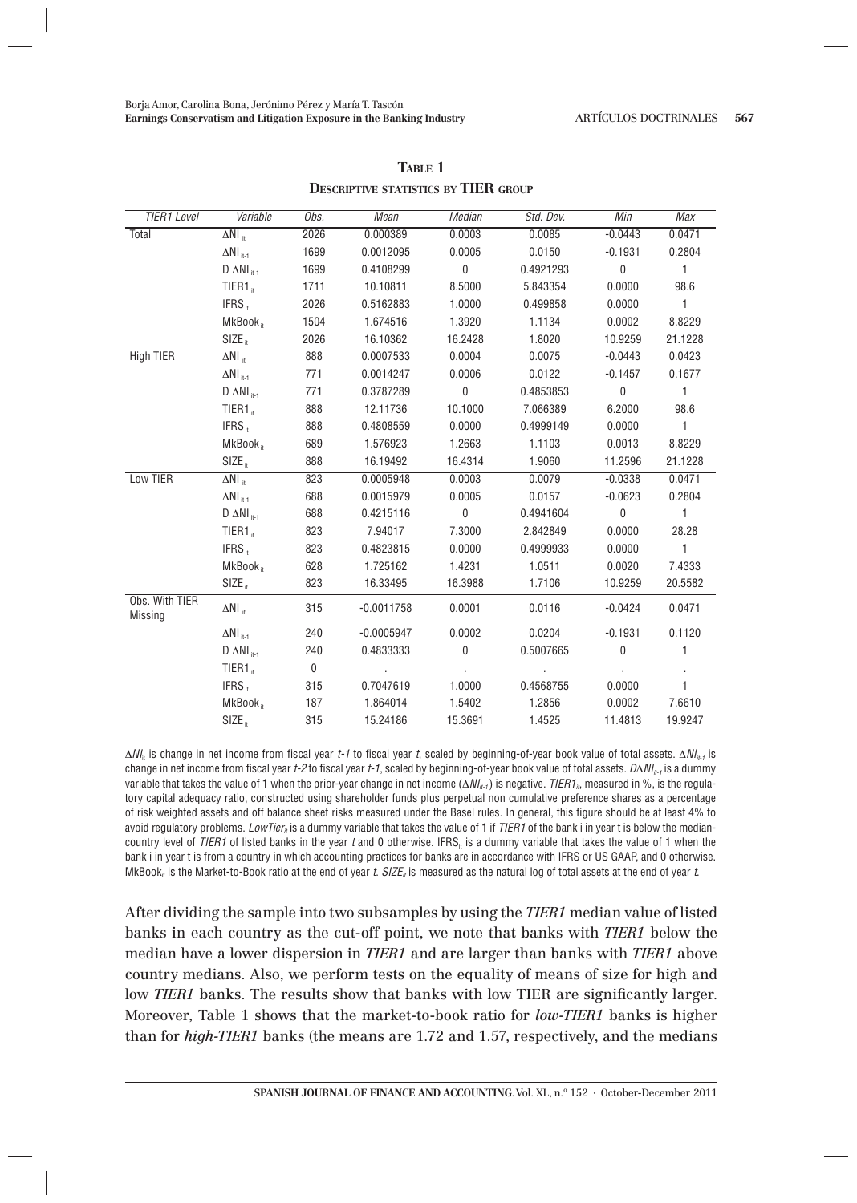**TABLE 1**
**DESCRIPTIVE STATISTICS BY TIER GROUP**

| *TIER1 Level* | *Variable* | *Obs.* | *Mean* | *Median* | *Std. Dev.* | *Min* | *Max* |
|---|---|---|---|---|---|---|---|
| Total | $\Delta NI_{it}$ | 2026 | 0.000389 | 0.0003 | 0.0085 | -0.0443 | 0.0471 |
| | $\Delta NI_{it-1}$ | 1699 | 0.0012095 | 0.0005 | 0.0150 | -0.1931 | 0.2804 |
| | $D\ \Delta NI_{it-1}$ | 1699 | 0.4108299 | 0 | 0.4921293 | 0 | 1 |
| | $TIER1_{it}$ | 1711 | 10.10811 | 8.5000 | 5.843354 | 0.0000 | 98.6 |
| | $IFRS_{it}$ | 2026 | 0.5162883 | 1.0000 | 0.499858 | 0.0000 | 1 |
| | $MkBook_{it}$ | 1504 | 1.674516 | 1.3920 | 1.1134 | 0.0002 | 8.8229 |
| | $SIZE_{it}$ | 2026 | 16.10362 | 16.2428 | 1.8020 | 10.9259 | 21.1228 |
| High TIER | $\Delta NI_{it}$ | 888 | 0.0007533 | 0.0004 | 0.0075 | -0.0443 | 0.0423 |
| | $\Delta NI_{it-1}$ | 771 | 0.0014247 | 0.0006 | 0.0122 | -0.1457 | 0.1677 |
| | $D\ \Delta NI_{it-1}$ | 771 | 0.3787289 | 0 | 0.4853853 | 0 | 1 |
| | $TIER1_{it}$ | 888 | 12.11736 | 10.1000 | 7.066389 | 6.2000 | 98.6 |
| | $IFRS_{it}$ | 888 | 0.4808559 | 0.0000 | 0.4999149 | 0.0000 | 1 |
| | $MkBook_{it}$ | 689 | 1.576923 | 1.2663 | 1.1103 | 0.0013 | 8.8229 |
| | $SIZE_{it}$ | 888 | 16.19492 | 16.4314 | 1.9060 | 11.2596 | 21.1228 |
| Low TIER | $\Delta NI_{it}$ | 823 | 0.0005948 | 0.0003 | 0.0079 | -0.0338 | 0.0471 |
| | $\Delta NI_{it-1}$ | 688 | 0.0015979 | 0.0005 | 0.0157 | -0.0623 | 0.2804 |
| | $D\ \Delta NI_{it-1}$ | 688 | 0.4215116 | 0 | 0.4941604 | 0 | 1 |
| | $TIER1_{it}$ | 823 | 7.94017 | 7.3000 | 2.842849 | 0.0000 | 28.28 |
| | $IFRS_{it}$ | 823 | 0.4823815 | 0.0000 | 0.4999933 | 0.0000 | 1 |
| | $MkBook_{it}$ | 628 | 1.725162 | 1.4231 | 1.0511 | 0.0020 | 7.4333 |
| | $SIZE_{it}$ | 823 | 16.33495 | 16.3988 | 1.7106 | 10.9259 | 20.5582 |
| Obs. With TIER Missing | $\Delta NI_{it}$ | 315 | -0.0011758 | 0.0001 | 0.0116 | -0.0424 | 0.0471 |
| | $\Delta NI_{it-1}$ | 240 | -0.0005947 | 0.0002 | 0.0204 | -0.1931 | 0.1120 |
| | $D\ \Delta NI_{it-1}$ | 240 | 0.4833333 | 0 | 0.5007665 | 0 | 1 |
| | $TIER1_{it}$ | 0 | . | . | . | . | . |
| | $IFRS_{it}$ | 315 | 0.7047619 | 1.0000 | 0.4568755 | 0.0000 | 1 |
| | $MkBook_{it}$ | 187 | 1.864014 | 1.5402 | 1.2856 | 0.0002 | 7.6610 |
| | $SIZE_{it}$ | 315 | 15.24186 | 15.3691 | 1.4525 | 11.4813 | 19.9247 |

$\Delta NI_{it}$ is change in net income from fiscal year *t-1* to fiscal year *t*, scaled by beginning-of-year book value of total assets. $\Delta NI_{it-1}$ is change in net income from fiscal year *t-2* to fiscal year *t-1*, scaled by beginning-of-year book value of total assets. $D\Delta NI_{it-1}$ is a dummy variable that takes the value of 1 when the prior-year change in net income ($\Delta NI_{it-1}$) is negative. $TIER1_{it}$, measured in %, is the regulatory capital adequacy ratio, constructed using shareholder funds plus perpetual non cumulative preference shares as a percentage of risk weighted assets and off balance sheet risks measured under the Basel rules. In general, this figure should be at least 4% to avoid regulatory problems. $LowTier_{it}$ is a dummy variable that takes the value of 1 if *TIER1* of the bank i in year t is below the median-country level of *TIER1* of listed banks in the year *t* and 0 otherwise. $IFRS_{it}$ is a dummy variable that takes the value of 1 when the bank i in year t is from a country in which accounting practices for banks are in accordance with IFRS or US GAAP, and 0 otherwise. $MkBook_{it}$ is the Market-to-Book ratio at the end of year *t*. $SIZE_{it}$ is measured as the natural log of total assets at the end of year *t*.

After dividing the sample into two subsamples by using the *TIER1* median value of listed banks in each country as the cut-off point, we note that banks with *TIER1* below the median have a lower dispersion in *TIER1* and are larger than banks with *TIER1* above country medians. Also, we perform tests on the equality of means of size for high and low *TIER1* banks. The results show that banks with low TIER are significantly larger. Moreover, Table 1 shows that the market-to-book ratio for *low-TIER1* banks is higher than for *high-TIER1* banks (the means are 1.72 and 1.57, respectively, and the medians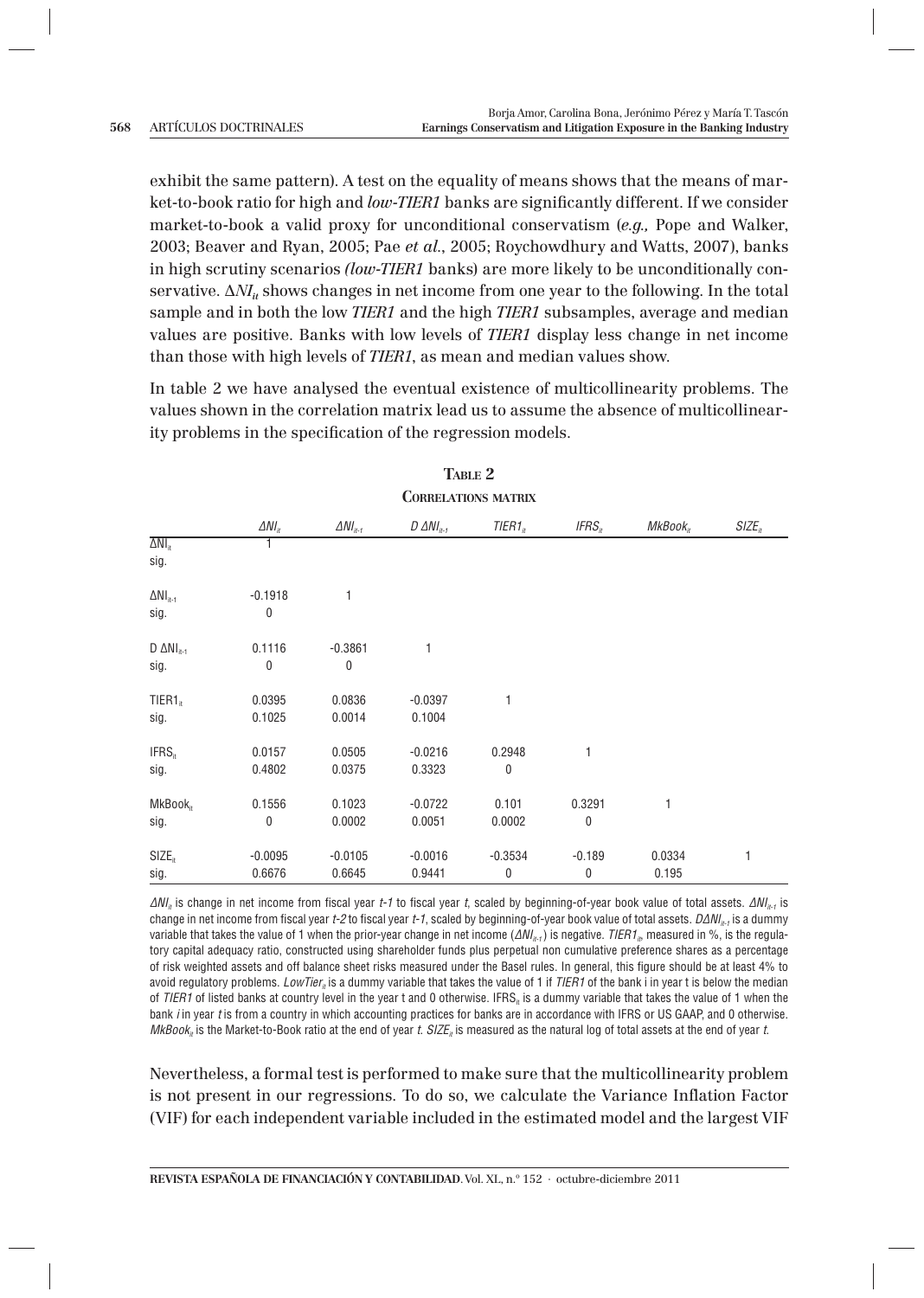exhibit the same pattern). A test on the equality of means shows that the means of market-to-book ratio for high and *low-TIER1* banks are significantly different. If we consider market-to-book a valid proxy for unconditional conservatism (*e.g.,* Pope and Walker, 2003; Beaver and Ryan, 2005; Pae *et al.*, 2005; Roychowdhury and Watts, 2007), banks in high scrutiny scenarios *(low-TIER1* banks) are more likely to be unconditionally conservative. $\Delta NI_{it}$ shows changes in net income from one year to the following. In the total sample and in both the low *TIER1* and the high *TIER1* subsamples, average and median values are positive. Banks with low levels of *TIER1* display less change in net income than those with high levels of *TIER1*, as mean and median values show.

In table 2 we have analysed the eventual existence of multicollinearity problems. The values shown in the correlation matrix lead us to assume the absence of multicollinearity problems in the specification of the regression models.

**TABLE 2**

**CORRELATIONS MATRIX**

| | $\Delta NI_{it}$ | $\Delta NI_{it-1}$ | $D\ \Delta NI_{it-1}$ | $TIER1_{it}$ | $IFRS_{it}$ | $MkBook_{it}$ | $SIZE_{it}$ |
|---|---|---|---|---|---|---|---|
| $\Delta NI_{it}$ | 1 | | | | | | |
| sig. | | | | | | | |
| $\Delta NI_{it-1}$ | -0.1918 | 1 | | | | | |
| sig. | 0 | | | | | | |
| $D\ \Delta NI_{it-1}$ | 0.1116 | -0.3861 | 1 | | | | |
| sig. | 0 | 0 | | | | | |
| $TIER1_{it}$ | 0.0395 | 0.0836 | -0.0397 | 1 | | | |
| sig. | 0.1025 | 0.0014 | 0.1004 | | | | |
| $IFRS_{it}$ | 0.0157 | 0.0505 | -0.0216 | 0.2948 | 1 | | |
| sig. | 0.4802 | 0.0375 | 0.3323 | 0 | | | |
| $MkBook_{it}$ | 0.1556 | 0.1023 | -0.0722 | 0.101 | 0.3291 | 1 | |
| sig. | 0 | 0.0002 | 0.0051 | 0.0002 | 0 | | |
| $SIZE_{it}$ | -0.0095 | -0.0105 | -0.0016 | -0.3534 | -0.189 | 0.0334 | 1 |
| sig. | 0.6676 | 0.6645 | 0.9441 | 0 | 0 | 0.195 | |

$\Delta NI_{it}$ is change in net income from fiscal year *t-1* to fiscal year *t*, scaled by beginning-of-year book value of total assets. $\Delta NI_{it-1}$ is change in net income from fiscal year *t-2* to fiscal year *t-1*, scaled by beginning-of-year book value of total assets. $D\Delta NI_{it-1}$ is a dummy variable that takes the value of 1 when the prior-year change in net income ($\Delta NI_{it-1}$) is negative. $TIER1_{it}$, measured in %, is the regulatory capital adequacy ratio, constructed using shareholder funds plus perpetual non cumulative preference shares as a percentage of risk weighted assets and off balance sheet risks measured under the Basel rules. In general, this figure should be at least 4% to avoid regulatory problems. $LowTier_{it}$ is a dummy variable that takes the value of 1 if *TIER1* of the bank i in year t is below the median of *TIER1* of listed banks at country level in the year t and 0 otherwise. $IFRS_{it}$ is a dummy variable that takes the value of 1 when the bank *i* in year *t* is from a country in which accounting practices for banks are in accordance with IFRS or US GAAP, and 0 otherwise. $MkBook_{it}$ is the Market-to-Book ratio at the end of year *t*. $SIZE_{it}$ is measured as the natural log of total assets at the end of year *t*.

Nevertheless, a formal test is performed to make sure that the multicollinearity problem is not present in our regressions. To do so, we calculate the Variance Inflation Factor (VIF) for each independent variable included in the estimated model and the largest VIF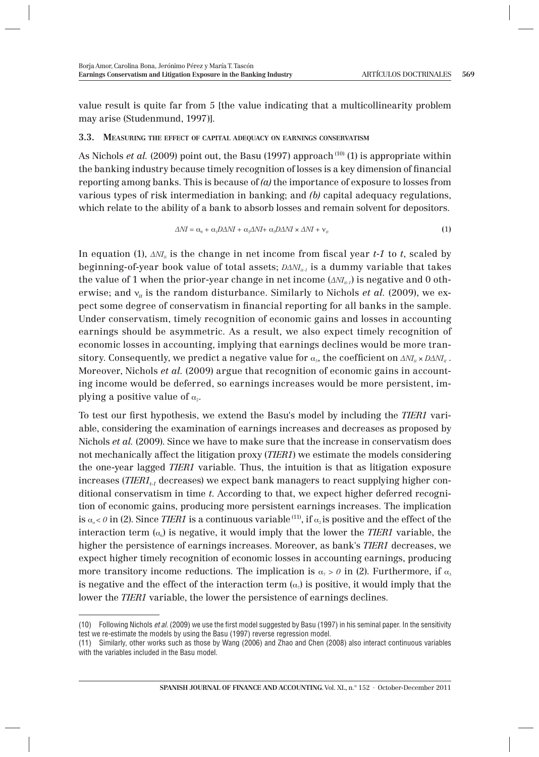value result is quite far from 5 [the value indicating that a multicollinearity problem may arise (Studenmund, 1997)].

### 3.3. Measuring the effect of capital adequacy on earnings conservatism

As Nichols *et al.* (2009) point out, the Basu (1997) approach [10] (1) is appropriate within the banking industry because timely recognition of losses is a key dimension of financial reporting among banks. This is because of *(a)* the importance of exposure to losses from various types of risk intermediation in banking; and *(b)* capital adequacy regulations, which relate to the ability of a bank to absorb losses and remain solvent for depositors.

$$\Delta NI = \alpha_0 + \alpha_1 D\Delta NI + \alpha_2 \Delta NI + \alpha_3 D\Delta NI \times \Delta NI + \nu_{it} \tag{1}$$

In equation (1), $\Delta NI_{it}$ is the change in net income from fiscal year *t-1* to *t*, scaled by beginning-of-year book value of total assets; $D\Delta NI_{it-1}$ is a dummy variable that takes the value of 1 when the prior-year change in net income ($\Delta NI_{it-1}$) is negative and 0 otherwise; and $\nu_{it}$ is the random disturbance. Similarly to Nichols *et al.* (2009), we expect some degree of conservatism in financial reporting for all banks in the sample. Under conservatism, timely recognition of economic gains and losses in accounting earnings should be asymmetric. As a result, we also expect timely recognition of economic losses in accounting, implying that earnings declines would be more transitory. Consequently, we predict a negative value for $\alpha_3$, the coefficient on $\Delta NI_{it} \times D\Delta NI_{it}$. Moreover, Nichols *et al.* (2009) argue that recognition of economic gains in accounting income would be deferred, so earnings increases would be more persistent, implying a positive value of $\alpha_2$.

To test our first hypothesis, we extend the Basu's model by including the *TIER1* variable, considering the examination of earnings increases and decreases as proposed by Nichols *et al.* (2009). Since we have to make sure that the increase in conservatism does not mechanically affect the litigation proxy (*TIER1*) we estimate the models considering the one-year lagged *TIER1* variable. Thus, the intuition is that as litigation exposure increases ($TIER1_{t-1}$ decreases) we expect bank managers to react supplying higher conditional conservatism in time *t*. According to that, we expect higher deferred recognition of economic gains, producing more persistent earnings increases. The implication is $\alpha_6 < 0$ in (2). Since *TIER1* is a continuous variable [11], if $\alpha_2$ is positive and the effect of the interaction term ($\alpha_6$) is negative, it would imply that the lower the *TIER1* variable, the higher the persistence of earnings increases. Moreover, as bank's *TIER1* decreases, we expect higher timely recognition of economic losses in accounting earnings, producing more transitory income reductions. The implication is $\alpha_7 > 0$ in (2). Furthermore, if $\alpha_3$ is negative and the effect of the interaction term ($\alpha_7$) is positive, it would imply that the lower the *TIER1* variable, the lower the persistence of earnings declines.

---

(10) Following Nichols *et al.* (2009) we use the first model suggested by Basu (1997) in his seminal paper. In the sensitivity test we re-estimate the models by using the Basu (1997) reverse regression model.

(11) Similarly, other works such as those by Wang (2006) and Zhao and Chen (2008) also interact continuous variables with the variables included in the Basu model.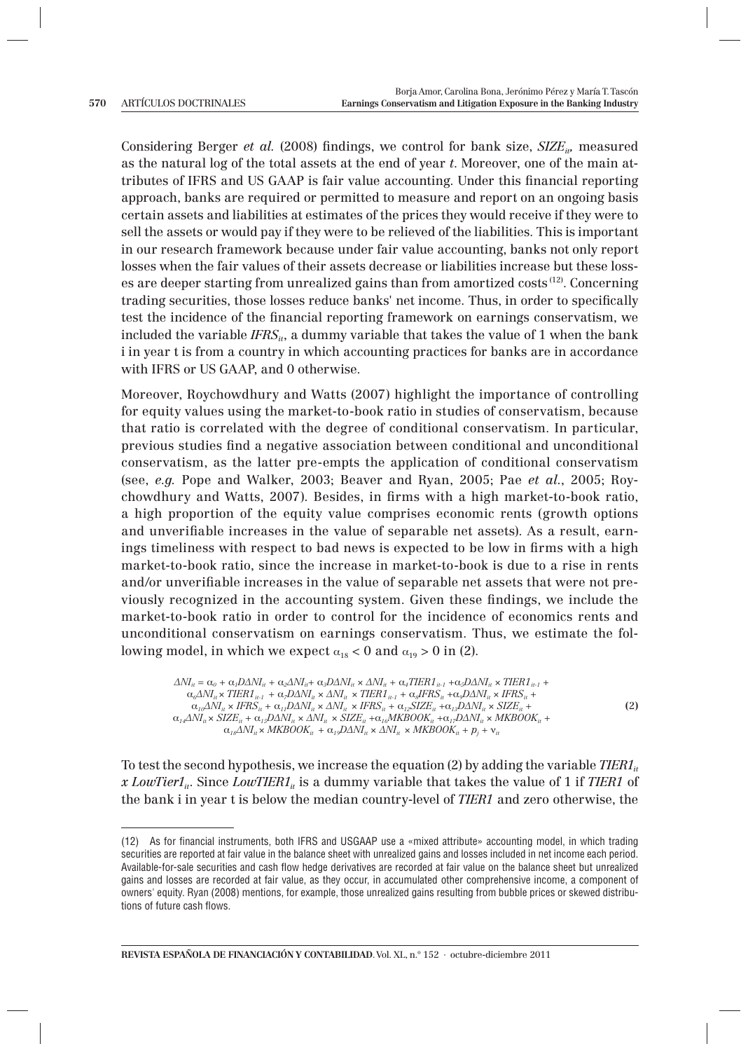Considering Berger *et al.* (2008) findings, we control for bank size, $SIZE_{it}$, measured as the natural log of the total assets at the end of year *t*. Moreover, one of the main attributes of IFRS and US GAAP is fair value accounting. Under this financial reporting approach, banks are required or permitted to measure and report on an ongoing basis certain assets and liabilities at estimates of the prices they would receive if they were to sell the assets or would pay if they were to be relieved of the liabilities. This is important in our research framework because under fair value accounting, banks not only report losses when the fair values of their assets decrease or liabilities increase but these losses are deeper starting from unrealized gains than from amortized costs [12]. Concerning trading securities, those losses reduce banks' net income. Thus, in order to specifically test the incidence of the financial reporting framework on earnings conservatism, we included the variable $IFRS_{it}$, a dummy variable that takes the value of 1 when the bank i in year t is from a country in which accounting practices for banks are in accordance with IFRS or US GAAP, and 0 otherwise.

Moreover, Roychowdhury and Watts (2007) highlight the importance of controlling for equity values using the market-to-book ratio in studies of conservatism, because that ratio is correlated with the degree of conditional conservatism. In particular, previous studies find a negative association between conditional and unconditional conservatism, as the latter pre-empts the application of conditional conservatism (see, *e.g.* Pope and Walker, 2003; Beaver and Ryan, 2005; Pae *et al.*, 2005; Roychowdhury and Watts, 2007). Besides, in firms with a high market-to-book ratio, a high proportion of the equity value comprises economic rents (growth options and unverifiable increases in the value of separable net assets). As a result, earnings timeliness with respect to bad news is expected to be low in firms with a high market-to-book ratio, since the increase in market-to-book is due to a rise in rents and/or unverifiable increases in the value of separable net assets that were not previously recognized in the accounting system. Given these findings, we include the market-to-book ratio in order to control for the incidence of economics rents and unconditional conservatism on earnings conservatism. Thus, we estimate the following model, in which we expect $\alpha_{18} < 0$ and $\alpha_{19} > 0$ in (2).

$$
\begin{aligned}
\Delta NI_{it} = {} & \alpha_0 + \alpha_1 D\Delta NI_{it} + \alpha_2 \Delta NI_{it} + \alpha_3 D\Delta NI_{it} \times \Delta NI_{it} + \alpha_4 TIER1_{it-1} + \alpha_5 D\Delta NI_{it} \times TIER1_{it-1} + \\
& \alpha_6 \Delta NI_{it} \times TIER1_{it-1} + \alpha_7 D\Delta NI_{it} \times \Delta NI_{it} \times TIER1_{it-1} + \alpha_8 IFRS_{it} + \alpha_9 D\Delta NI_{it} \times IFRS_{it} + \\
& \alpha_{10} \Delta NI_{it} \times IFRS_{it} + \alpha_{11} D\Delta NI_{it} \times \Delta NI_{it} \times IFRS_{it} + \alpha_{12} SIZE_{it} + \alpha_{13} D\Delta NI_{it} \times SIZE_{it} + \\
& \alpha_{14} \Delta NI_{it} \times SIZE_{it} + \alpha_{15} D\Delta NI_{it} \times \Delta NI_{it} \times SIZE_{it} + \alpha_{16} MKBOOK_{it} + \alpha_{17} D\Delta NI_{it} \times MKBOOK_{it} + \\
& \alpha_{18} \Delta NI_{it} \times MKBOOK_{it} + \alpha_{19} D\Delta NI_{it} \times \Delta NI_{it} \times MKBOOK_{it} + p_j + \nu_{it}
\end{aligned} \tag{2}
$$

To test the second hypothesis, we increase the equation (2) by adding the variable $TIER1_{it}$ $x$ $LowTier1_{it}$. Since $LowTIER1_{it}$ is a dummy variable that takes the value of 1 if *TIER1* of the bank i in year t is below the median country-level of *TIER1* and zero otherwise, the

---

(12) As for financial instruments, both IFRS and USGAAP use a «mixed attribute» accounting model, in which trading securities are reported at fair value in the balance sheet with unrealized gains and losses included in net income each period. Available-for-sale securities and cash flow hedge derivatives are recorded at fair value on the balance sheet but unrealized gains and losses are recorded at fair value, as they occur, in accumulated other comprehensive income, a component of owners' equity. Ryan (2008) mentions, for example, those unrealized gains resulting from bubble prices or skewed distributions of future cash flows.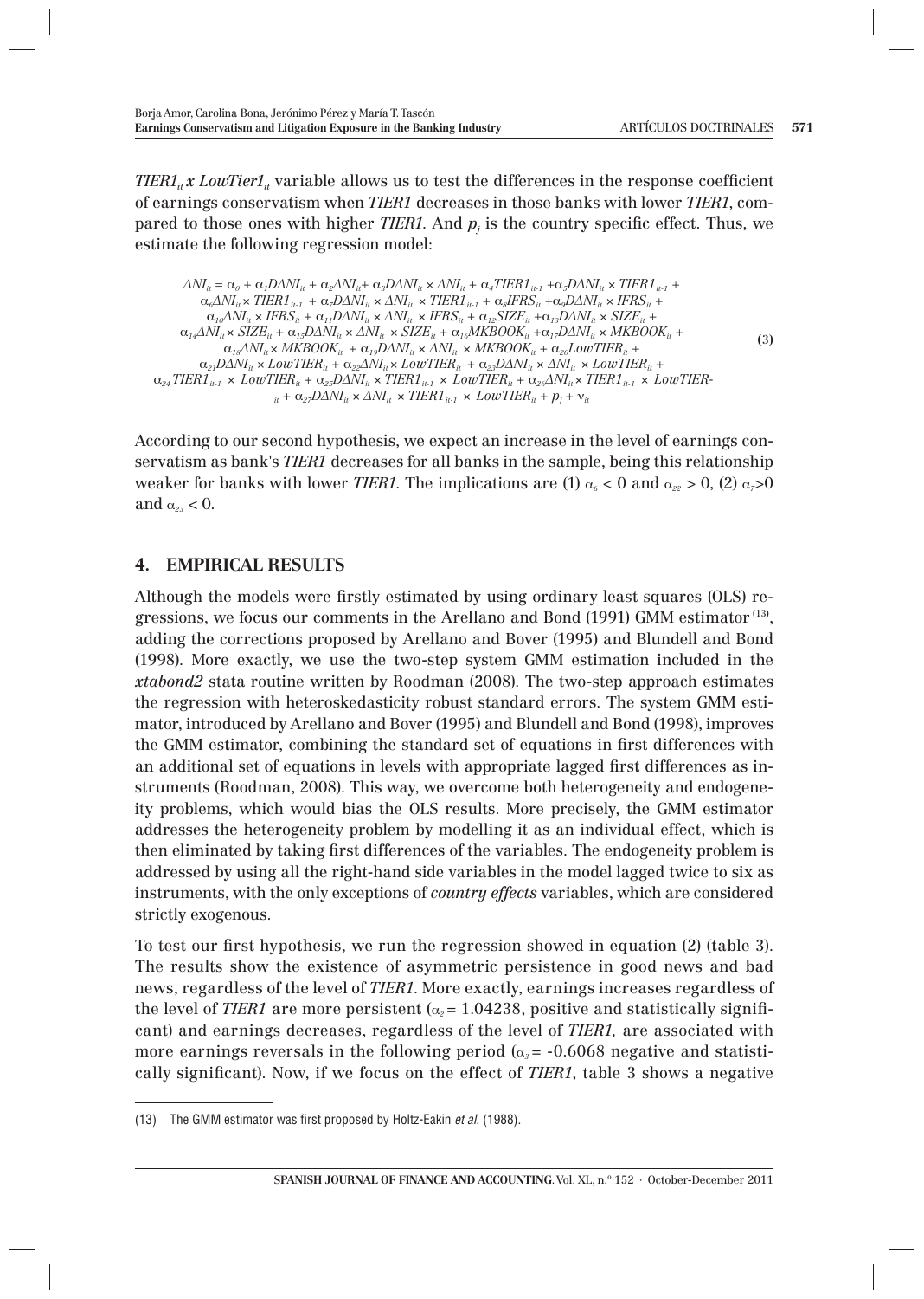$TIER1_{it}$ x $LowTier1_{it}$ variable allows us to test the differences in the response coefficient of earnings conservatism when *TIER1* decreases in those banks with lower *TIER1*, compared to those ones with higher *TIER1*. And $p_j$ is the country specific effect. Thus, we estimate the following regression model:

$$\begin{aligned}
\Delta NI_{it} = {} & \alpha_0 + \alpha_1 D\Delta NI_{it} + \alpha_2 \Delta NI_{it} + \alpha_3 D\Delta NI_{it} \times \Delta NI_{it} + \alpha_4 TIER1_{it-1} + \alpha_5 D\Delta NI_{it} \times TIER1_{it-1} + \\
& \alpha_6 \Delta NI_{it} \times TIER1_{it-1} + \alpha_7 D\Delta NI_{it} \times \Delta NI_{it} \times TIER1_{it-1} + \alpha_8 IFRS_{it} + \alpha_9 D\Delta NI_{it} \times IFRS_{it} + \\
& \alpha_{10} \Delta NI_{it} \times IFRS_{it} + \alpha_{11} D\Delta NI_{it} \times \Delta NI_{it} \times IFRS_{it} + \alpha_{12} SIZE_{it} + \alpha_{13} D\Delta NI_{it} \times SIZE_{it} + \\
& \alpha_{14} \Delta NI_{it} \times SIZE_{it} + \alpha_{15} D\Delta NI_{it} \times \Delta NI_{it} \times SIZE_{it} + \alpha_{16} MKBOOK_{it} + \alpha_{17} D\Delta NI_{it} \times MKBOOK_{it} + \\
& \alpha_{18} \Delta NI_{it} \times MKBOOK_{it} + \alpha_{19} D\Delta NI_{it} \times \Delta NI_{it} \times MKBOOK_{it} + \alpha_{20} LowTIER_{it} + \\
& \alpha_{21} D\Delta NI_{it} \times LowTIER_{it} + \alpha_{22} \Delta NI_{it} \times LowTIER_{it} + \alpha_{23} D\Delta NI_{it} \times \Delta NI_{it} \times LowTIER_{it} + \\
& \alpha_{24} TIER1_{it-1} \times LowTIER_{it} + \alpha_{25} D\Delta NI_{it} \times TIER1_{it-1} \times LowTIER_{it} + \alpha_{26} \Delta NI_{it} \times TIER1_{it-1} \times LowTIER_{it} + \\
& \alpha_{27} D\Delta NI_{it} \times \Delta NI_{it} \times TIER1_{it-1} \times LowTIER_{it} + p_j + \nu_{it}
\end{aligned} \tag{3}$$

According to our second hypothesis, we expect an increase in the level of earnings conservatism as bank's *TIER1* decreases for all banks in the sample, being this relationship weaker for banks with lower *TIER1*. The implications are (1) $\alpha_6 < 0$ and $\alpha_{22} > 0$, (2) $\alpha_7 > 0$ and $\alpha_{23} < 0$.

## 4. EMPIRICAL RESULTS

Although the models were firstly estimated by using ordinary least squares (OLS) regressions, we focus our comments in the Arellano and Bond (1991) GMM estimator [13], adding the corrections proposed by Arellano and Bover (1995) and Blundell and Bond (1998). More exactly, we use the two-step system GMM estimation included in the ***xtabond2*** stata routine written by Roodman (2008). The two-step approach estimates the regression with heteroskedasticity robust standard errors. The system GMM estimator, introduced by Arellano and Bover (1995) and Blundell and Bond (1998), improves the GMM estimator, combining the standard set of equations in first differences with an additional set of equations in levels with appropriate lagged first differences as instruments (Roodman, 2008). This way, we overcome both heterogeneity and endogeneity problems, which would bias the OLS results. More precisely, the GMM estimator addresses the heterogeneity problem by modelling it as an individual effect, which is then eliminated by taking first differences of the variables. The endogeneity problem is addressed by using all the right-hand side variables in the model lagged twice to six as instruments, with the only exceptions of ***country effects*** variables, which are considered strictly exogenous.

To test our first hypothesis, we run the regression showed in equation (2) (table 3). The results show the existence of asymmetric persistence in good news and bad news, regardless of the level of *TIER1*. More exactly, earnings increases regardless of the level of *TIER1* are more persistent ($\alpha_2 = 1.04238$, positive and statistically significant) and earnings decreases, regardless of the level of *TIER1,* are associated with more earnings reversals in the following period ($\alpha_3 = -0.6068$ negative and statistically significant). Now, if we focus on the effect of *TIER1*, table 3 shows a negative

(13) The GMM estimator was first proposed by Holtz-Eakin *et al.* (1988).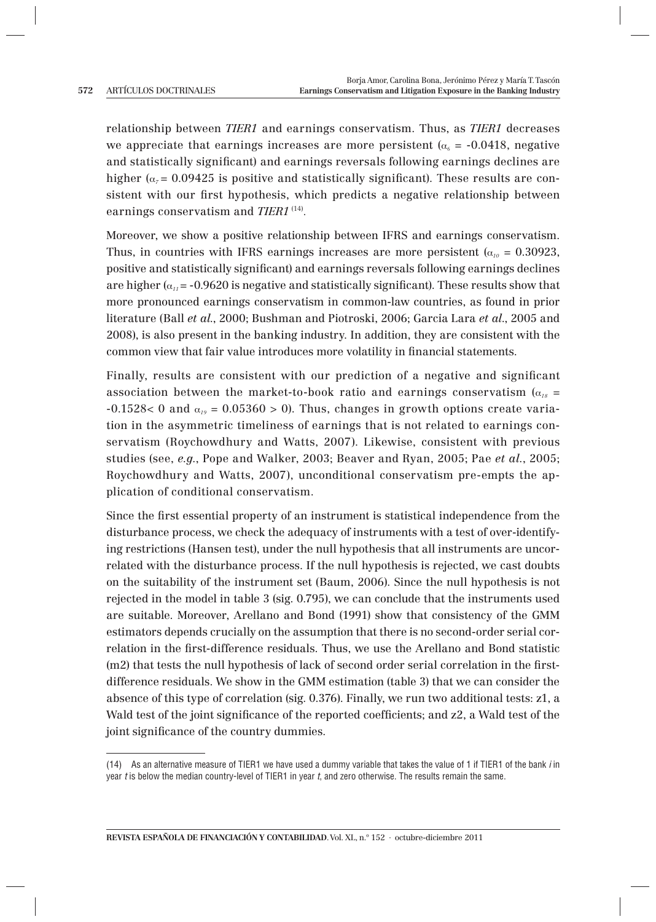relationship between *TIER1* and earnings conservatism. Thus, as *TIER1* decreases we appreciate that earnings increases are more persistent ($\alpha_6$ = -0.0418, negative and statistically significant) and earnings reversals following earnings declines are higher ($\alpha_7$ = 0.09425 is positive and statistically significant). These results are consistent with our first hypothesis, which predicts a negative relationship between earnings conservatism and *TIER1* [14].

Moreover, we show a positive relationship between IFRS and earnings conservatism. Thus, in countries with IFRS earnings increases are more persistent ($\alpha_{10}$ = 0.30923, positive and statistically significant) and earnings reversals following earnings declines are higher ($\alpha_{11}$ = -0.9620 is negative and statistically significant). These results show that more pronounced earnings conservatism in common-law countries, as found in prior literature (Ball *et al.*, 2000; Bushman and Piotroski, 2006; Garcia Lara *et al.*, 2005 and 2008), is also present in the banking industry. In addition, they are consistent with the common view that fair value introduces more volatility in financial statements.

Finally, results are consistent with our prediction of a negative and significant association between the market-to-book ratio and earnings conservatism ($\alpha_{18}$ = -0.1528< 0 and $\alpha_{19}$ = 0.05360 > 0). Thus, changes in growth options create variation in the asymmetric timeliness of earnings that is not related to earnings conservatism (Roychowdhury and Watts, 2007). Likewise, consistent with previous studies (see, *e.g.*, Pope and Walker, 2003; Beaver and Ryan, 2005; Pae *et al.*, 2005; Roychowdhury and Watts, 2007), unconditional conservatism pre-empts the application of conditional conservatism.

Since the first essential property of an instrument is statistical independence from the disturbance process, we check the adequacy of instruments with a test of over-identifying restrictions (Hansen test), under the null hypothesis that all instruments are uncorrelated with the disturbance process. If the null hypothesis is rejected, we cast doubts on the suitability of the instrument set (Baum, 2006). Since the null hypothesis is not rejected in the model in table 3 (sig. 0.795), we can conclude that the instruments used are suitable. Moreover, Arellano and Bond (1991) show that consistency of the GMM estimators depends crucially on the assumption that there is no second-order serial correlation in the first-difference residuals. Thus, we use the Arellano and Bond statistic (m2) that tests the null hypothesis of lack of second order serial correlation in the first-difference residuals. We show in the GMM estimation (table 3) that we can consider the absence of this type of correlation (sig. 0.376). Finally, we run two additional tests: z1, a Wald test of the joint significance of the reported coefficients; and z2, a Wald test of the joint significance of the country dummies.

---

(14) As an alternative measure of TIER1 we have used a dummy variable that takes the value of 1 if TIER1 of the bank *i* in year *t* is below the median country-level of TIER1 in year *t*, and zero otherwise. The results remain the same.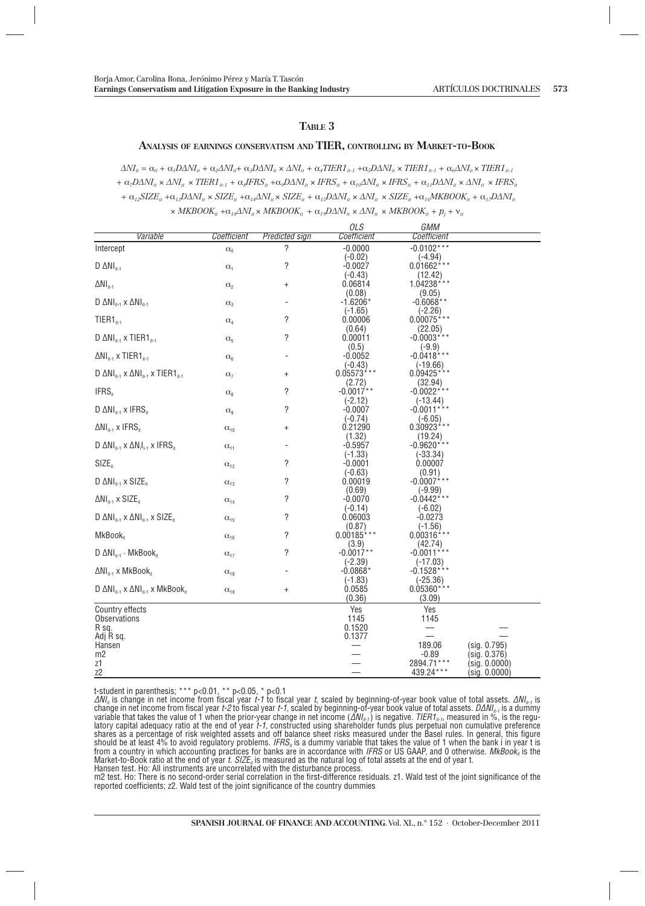## Table 3

### Analysis of earnings conservatism and TIER, controlling by Market-to-Book

$$\Delta NI_{it} = \alpha_0 + \alpha_1 D\Delta NI_{it} + \alpha_2 \Delta NI_{it} + \alpha_3 D\Delta NI_{it} \times \Delta NI_{it} + \alpha_4 TIER1_{it-1} + \alpha_5 D\Delta NI_{it} \times TIER1_{it-1} + \alpha_6 \Delta NI_{it} \times TIER1_{it-1}$$
$$+ \alpha_7 D\Delta NI_{it} \times \Delta NI_{it} \times TIER1_{it-1} + \alpha_8 IFRS_{it} + \alpha_9 D\Delta NI_{it} \times IFRS_{it} + \alpha_{10} \Delta NI_{it} \times IFRS_{it} + \alpha_{11} D\Delta NI_{it} \times \Delta NI_{it} \times IFRS_{it}$$
$$+ \alpha_{12} SIZE_{it} + \alpha_{13} D\Delta NI_{it} \times SIZE_{it} + \alpha_{14} \Delta NI_{it} \times SIZE_{it} + \alpha_{15} D\Delta NI_{it} \times \Delta NI_{it} \times SIZE_{it} + \alpha_{16} MKBOOK_{it} + \alpha_{17} D\Delta NI_{it}$$
$$\times MKBOOK_{it} + \alpha_{18} \Delta NI_{it} \times MKBOOK_{it} + \alpha_{19} D\Delta NI_{it} \times \Delta NI_{it} \times MKBOOK_{it} + p_j + \nu_{it}$$

| Variable | Coefficient | Predicted sign | OLS Coefficient | GMM Coefficient | |
|---|---|---|---|---|---|
| Intercept | $\alpha_0$ | ? | -0.0000 | -0.0102*** | |
| | | | (-0.02) | (-4.94) | |
| $D\,\Delta NI_{it-1}$ | $\alpha_1$ | ? | -0.0027 | 0.01662*** | |
| | | | (-0.43) | (12.42) | |
| $\Delta NI_{it-1}$ | $\alpha_2$ | + | 0.06814 | 1.04238*** | |
| | | | (0.08) | (9.05) | |
| $D\,\Delta NI_{it-1} \times \Delta NI_{it-1}$ | $\alpha_3$ | - | -1.6206* | -0.6068** | |
| | | | (-1.65) | (-2.26) | |
| $TIER1_{it-1}$ | $\alpha_4$ | ? | 0.00006 | 0.00075*** | |
| | | | (0.64) | (22.05) | |
| $D\,\Delta NI_{it-1} \times TIER1_{it-1}$ | $\alpha_5$ | ? | 0.00011 | -0.0003*** | |
| | | | (0.5) | (-9.9) | |
| $\Delta NI_{it-1} \times TIER1_{it-1}$ | $\alpha_6$ | - | -0.0052 | -0.0418*** | |
| | | | (-0.43) | (-19.66) | |
| $D\,\Delta NI_{it-1} \times \Delta NI_{it-1} \times TIER1_{it-1}$ | $\alpha_7$ | + | 0.05573*** | 0.09425*** | |
| | | | (2.72) | (32.94) | |
| $IFRS_{it}$ | $\alpha_8$ | ? | -0.0017** | -0.0022*** | |
| | | | (-2.12) | (-13.44) | |
| $D\,\Delta NI_{it-1} \times IFRS_{it}$ | $\alpha_9$ | ? | -0.0007 | -0.0011*** | |
| | | | (-0.74) | (-6.05) | |
| $\Delta NI_{it-1} \times IFRS_{it}$ | $\alpha_{10}$ | + | 0.21290 | 0.30923*** | |
| | | | (1.32) | (19.24) | |
| $D\,\Delta NI_{it-1} \times \Delta N_iI_{t-1} \times IFRS_{it}$ | $\alpha_{11}$ | - | -0.5957 | -0.9620*** | |
| | | | (-1.33) | (-33.34) | |
| $SIZE_{it}$ | $\alpha_{12}$ | ? | -0.0001 | 0.00007 | |
| | | | (-0.63) | (0.91) | |
| $D\,\Delta NI_{it-1} \times SIZE_{it}$ | $\alpha_{13}$ | ? | 0.00019 | -0.0007*** | |
| | | | (0.69) | (-9.99) | |
| $\Delta NI_{it-1} \times SIZE_{it}$ | $\alpha_{14}$ | ? | -0.0070 | -0.0442*** | |
| | | | (-0.14) | (-6.02) | |
| $D\,\Delta NI_{it-1} \times \Delta NI_{it-1} \times SIZE_{it}$ | $\alpha_{15}$ | ? | 0.06003 | -0.0273 | |
| | | | (0.87) | (-1.56) | |
| $MkBook_{it}$ | $\alpha_{16}$ | ? | 0.00185*** | 0.00316*** | |
| | | | (3.9) | (42.74) | |
| $D\,\Delta NI_{it-1} \cdot MkBook_{it}$ | $\alpha_{17}$ | ? | -0.0017** | -0.0011*** | |
| | | | (-2.39) | (-17.03) | |
| $\Delta NI_{it-1} \times MkBook_{it}$ | $\alpha_{18}$ | - | -0.0868* | -0.1528*** | |
| | | | (-1.83) | (-25.36) | |
| $D\,\Delta NI_{it-1} \times \Delta NI_{it-1} \times MkBook_{it}$ | $\alpha_{19}$ | + | 0.0585 | 0.05360*** | |
| | | | (0.36) | (3.09) | |
| Country effects | | | Yes | Yes | |
| Observations | | | 1145 | 1145 | |
| R sq. | | | 0.1520 | — | — |
| Adj R sq. | | | 0.1377 | — | — |
| Hansen | | | — | 189.06 | (sig. 0.795) |
| m2 | | | — | -0.89 | (sig. 0.376) |
| z1 | | | — | 2894.71*** | (sig. 0.0000) |
| z2 | | | — | 439.24*** | (sig. 0.0000) |

t-student in parenthesis; *** p<0.01, ** p<0.05, * p<0.1

$\Delta NI_{it}$ is change in net income from fiscal year *t-1* to fiscal year *t*, scaled by beginning-of-year book value of total assets. $\Delta NI_{it-1}$ is change in net income from fiscal year *t-2* to fiscal year *t-1*, scaled by beginning-of-year book value of total assets. $D\Delta NI_{it-1}$ is a dummy variable that takes the value of 1 when the prior-year change in net income ($\Delta NI_{it-1}$) is negative. $TIER1_{it-1}$, measured in %, is the regulatory capital adequacy ratio at the end of year *t-1*, constructed using shareholder funds plus perpetual non cumulative preference shares as a percentage of risk weighted assets and off balance sheet risks measured under the Basel rules. In general, this figure should be at least 4% to avoid regulatory problems. $IFRS_{it}$ is a dummy variable that takes the value of 1 when the bank i in year t is from a country in which accounting practices for banks are in accordance with *IFRS* or US GAAP, and 0 otherwise. $MkBook_{it}$ is the Market-to-Book ratio at the end of year *t*. $SIZE_{it}$ is measured as the natural log of total assets at the end of year t.

Hansen test. Ho: All instruments are uncorrelated with the disturbance process.

m2 test. Ho: There is no second-order serial correlation in the first-difference residuals. z1. Wald test of the joint significance of the reported coefficients; z2. Wald test of the joint significance of the country dummies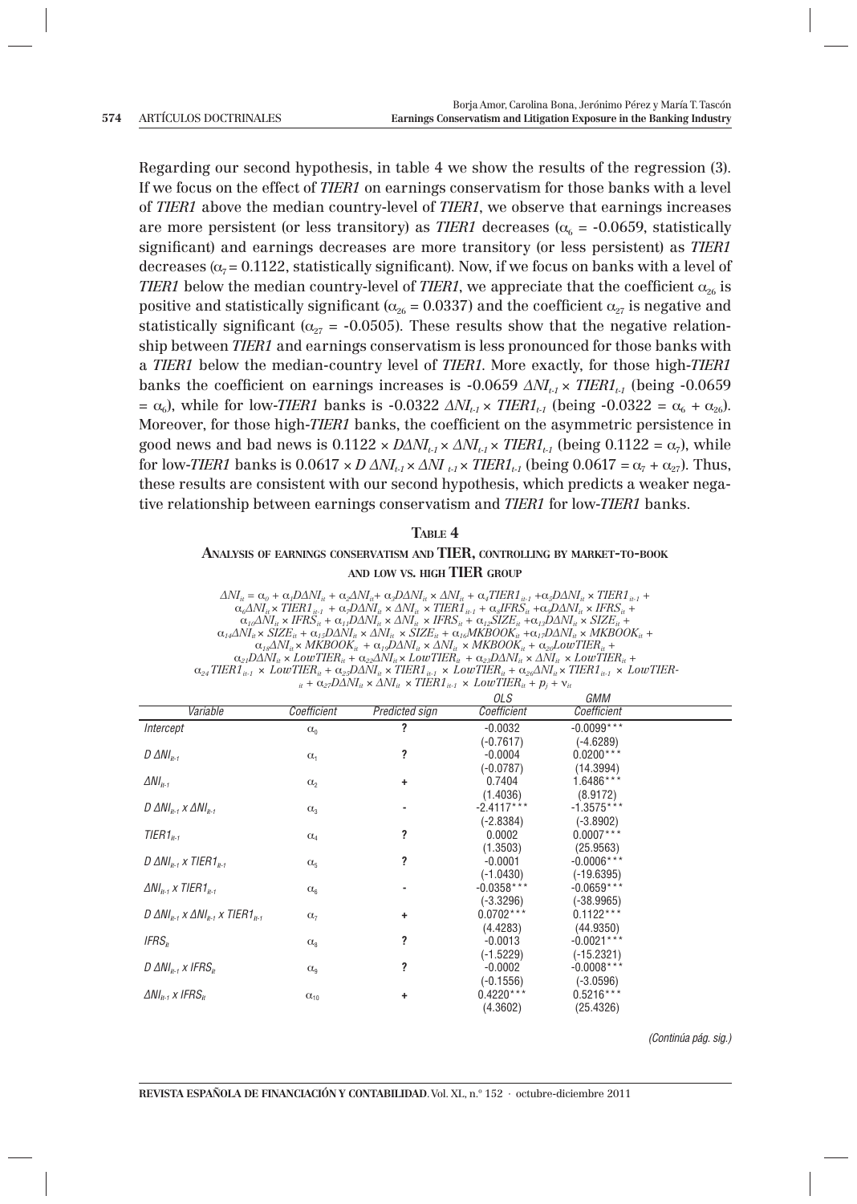Regarding our second hypothesis, in table 4 we show the results of the regression (3). If we focus on the effect of *TIER1* on earnings conservatism for those banks with a level of *TIER1* above the median country-level of *TIER1*, we observe that earnings increases are more persistent (or less transitory) as *TIER1* decreases ($\alpha_6$ = -0.0659, statistically significant) and earnings decreases are more transitory (or less persistent) as *TIER1* decreases ($\alpha_7$ = 0.1122, statistically significant). Now, if we focus on banks with a level of *TIER1* below the median country-level of *TIER1*, we appreciate that the coefficient $\alpha_{26}$ is positive and statistically significant ($\alpha_{26}$ = 0.0337) and the coefficient $\alpha_{27}$ is negative and statistically significant ($\alpha_{27}$ = -0.0505). These results show that the negative relationship between *TIER1* and earnings conservatism is less pronounced for those banks with a *TIER1* below the median-country level of *TIER1*. More exactly, for those high-*TIER1* banks the coefficient on earnings increases is -0.0659 $\Delta NI_{t-1} \times TIER1_{t-1}$ (being -0.0659 = $\alpha_6$), while for low-*TIER1* banks is -0.0322 $\Delta NI_{t-1} \times TIER1_{t-1}$ (being -0.0322 = $\alpha_6 + \alpha_{26}$). Moreover, for those high-*TIER1* banks, the coefficient on the asymmetric persistence in good news and bad news is 0.1122 $\times D\Delta NI_{t-1} \times \Delta NI_{t-1} \times TIER1_{t-1}$ (being 0.1122 = $\alpha_7$), while for low-*TIER1* banks is 0.0617 $\times D\,\Delta NI_{t-1} \times \Delta NI_{t-1} \times TIER1_{t-1}$ (being 0.0617 = $\alpha_7 + \alpha_{27}$). Thus, these results are consistent with our second hypothesis, which predicts a weaker negative relationship between earnings conservatism and *TIER1* for low-*TIER1* banks.

**Table 4**

**Analysis of earnings conservatism and TIER, controlling by market-to-book and low vs. high TIER group**

$$\Delta NI_{it} = \alpha_0 + \alpha_1 D\Delta NI_{it} + \alpha_2 \Delta NI_{it} + \alpha_3 D\Delta NI_{it} \times \Delta NI_{it} + \alpha_4 TIER1_{it-1} + \alpha_5 D\Delta NI_{it} \times TIER1_{it-1} + \alpha_6 \Delta NI_{it} \times TIER1_{it-1} + \alpha_7 D\Delta NI_{it} \times \Delta NI_{it} \times TIER1_{it-1} + \alpha_8 IFRS_{it} + \alpha_9 D\Delta NI_{it} \times IFRS_{it} + \alpha_{10} \Delta NI_{it} \times IFRS_{it} + \alpha_{11} D\Delta NI_{it} \times \Delta NI_{it} \times IFRS_{it} + \alpha_{12} SIZE_{it} + \alpha_{13} D\Delta NI_{it} \times SIZE_{it} + \alpha_{14} \Delta NI_{it} \times SIZE_{it} + \alpha_{15} D\Delta NI_{it} \times \Delta NI_{it} \times SIZE_{it} + \alpha_{16} MKBOOK_{it} + \alpha_{17} D\Delta NI_{it} \times MKBOOK_{it} + \alpha_{18} \Delta NI_{it} \times MKBOOK_{it} + \alpha_{19} D\Delta NI_{it} \times \Delta NI_{it} \times MKBOOK_{it} + \alpha_{20} LowTIER_{it} + \alpha_{21} D\Delta NI_{it} \times LowTIER_{it} + \alpha_{22} \Delta NI_{it} \times LowTIER_{it} + \alpha_{23} D\Delta NI_{it} \times \Delta NI_{it} \times LowTIER_{it} + \alpha_{24} TIER1_{it-1} \times LowTIER_{it} + \alpha_{25} D\Delta NI_{it} \times TIER1_{it-1} \times LowTIER_{it} + \alpha_{26} \Delta NI_{it} \times TIER1_{it-1} \times LowTIER_{it} + \alpha_{27} D\Delta NI_{it} \times \Delta NI_{it} \times TIER1_{it-1} \times LowTIER_{it} + p_j + \nu_{it}$$

| Variable | Coefficient | Predicted sign | OLS Coefficient | GMM Coefficient |
|---|---|---|---|---|
| *Intercept* | $\alpha_0$ | ? | -0.0032 | -0.0099*** |
| | | | (-0.7617) | (-4.6289) |
| $D\,\Delta NI_{it-1}$ | $\alpha_1$ | ? | -0.0004 | 0.0200*** |
| | | | (-0.0787) | (14.3994) |
| $\Delta NI_{it-1}$ | $\alpha_2$ | + | 0.7404 | 1.6486*** |
| | | | (1.4036) | (8.9172) |
| $D\,\Delta NI_{it-1} \times \Delta NI_{it-1}$ | $\alpha_3$ | - | -2.4117*** | -1.3575*** |
| | | | (-2.8384) | (-3.8902) |
| $TIER1_{it-1}$ | $\alpha_4$ | ? | 0.0002 | 0.0007*** |
| | | | (1.3503) | (25.9563) |
| $D\,\Delta NI_{it-1} \times TIER1_{it-1}$ | $\alpha_5$ | ? | -0.0001 | -0.0006*** |
| | | | (-1.0430) | (-19.6395) |
| $\Delta NI_{it-1} \times TIER1_{it-1}$ | $\alpha_6$ | - | -0.0358*** | -0.0659*** |
| | | | (-3.3296) | (-38.9965) |
| $D\,\Delta NI_{it-1} \times \Delta NI_{it-1} \times TIER1_{it-1}$ | $\alpha_7$ | + | 0.0702*** | 0.1122*** |
| | | | (4.4283) | (44.9350) |
| $IFRS_{it}$ | $\alpha_8$ | ? | -0.0013 | -0.0021*** |
| | | | (-1.5229) | (-15.2321) |
| $D\,\Delta NI_{it-1} \times IFRS_{it}$ | $\alpha_9$ | ? | -0.0002 | -0.0008*** |
| | | | (-0.1556) | (-3.0596) |
| $\Delta NI_{it-1} \times IFRS_{it}$ | $\alpha_{10}$ | + | 0.4220*** | 0.5216*** |
| | | | (4.3602) | (25.4326) |

*(Continúa pág. sig.)*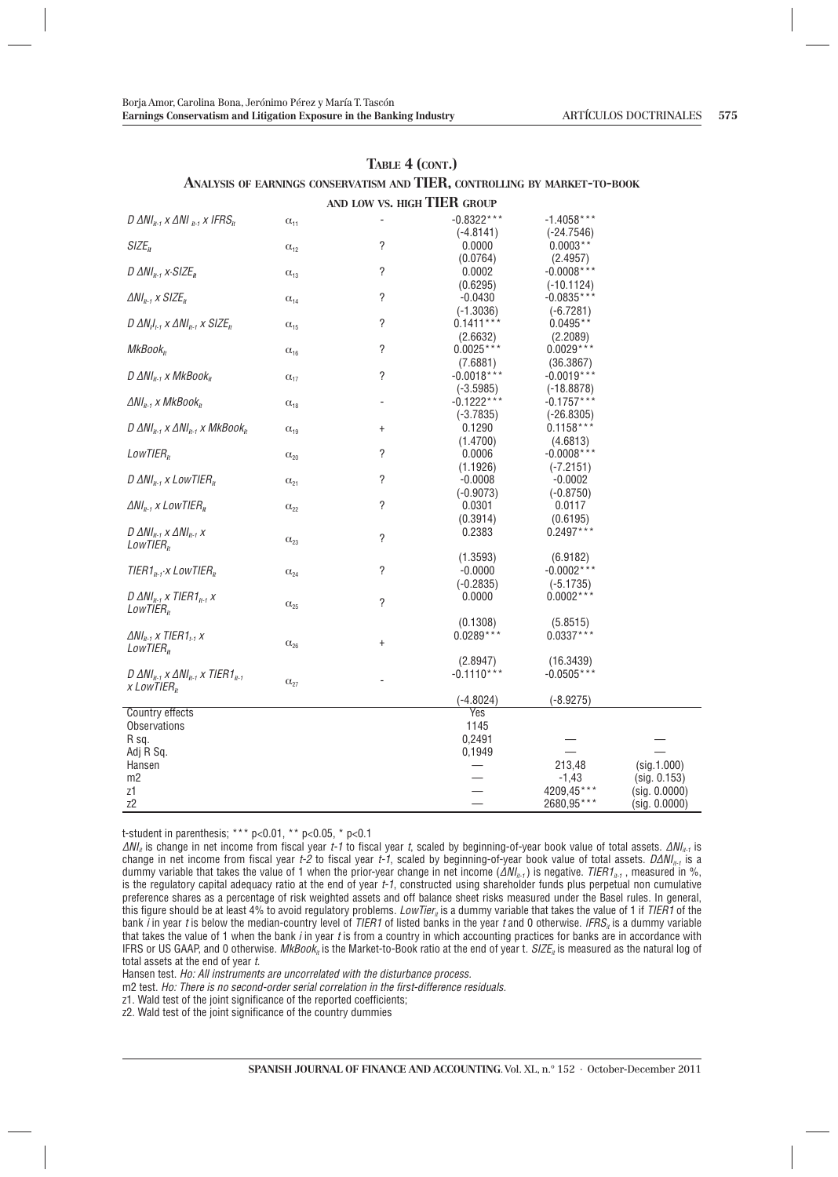**TABLE 4 (CONT.)**

**ANALYSIS OF EARNINGS CONSERVATISM AND TIER, CONTROLLING BY MARKET-TO-BOOK AND LOW VS. HIGH TIER GROUP**

| | | | | | |
|---|---|---|---|---|---|
| $D\ \Delta NI_{it-1} \times \Delta NI_{it-1} \times IFRS_{it}$ | $\alpha_{11}$ | - | -0.8322*** | -1.4058*** | |
| | | | (-4.8141) | (-24.7546) | |
| $SIZE_{it}$ | $\alpha_{12}$ | ? | 0.0000 | 0.0003** | |
| | | | (0.0764) | (2.4957) | |
| $D\ \Delta NI_{it-1} \times SIZE_{it}$ | $\alpha_{13}$ | ? | 0.0002 | -0.0008*** | |
| | | | (0.6295) | (-10.1124) | |
| $\Delta NI_{it-1} \times SIZE_{it}$ | $\alpha_{14}$ | ? | -0.0430 | -0.0835*** | |
| | | | (-1.3036) | (-6.7281) | |
| $D\ \Delta NI_{it-1} \times \Delta NI_{it-1} \times SIZE_{it}$ | $\alpha_{15}$ | ? | 0.1411*** | 0.0495** | |
| | | | (2.6632) | (2.2089) | |
| $MkBook_{it}$ | $\alpha_{16}$ | ? | 0.0025*** | 0.0029*** | |
| | | | (7.6881) | (36.3867) | |
| $D\ \Delta NI_{it-1} \times MkBook_{it}$ | $\alpha_{17}$ | ? | -0.0018*** | -0.0019*** | |
| | | | (-3.5985) | (-18.8878) | |
| $\Delta NI_{it-1} \times MkBook_{it}$ | $\alpha_{18}$ | - | -0.1222*** | -0.1757*** | |
| | | | (-3.7835) | (-26.8305) | |
| $D\ \Delta NI_{it-1} \times \Delta NI_{it-1} \times MkBook_{it}$ | $\alpha_{19}$ | + | 0.1290 | 0.1158*** | |
| | | | (1.4700) | (4.6813) | |
| $LowTIER_{it}$ | $\alpha_{20}$ | ? | 0.0006 | -0.0008*** | |
| | | | (1.1926) | (-7.2151) | |
| $D\ \Delta NI_{it-1} \times LowTIER_{it}$ | $\alpha_{21}$ | ? | -0.0008 | -0.0002 | |
| | | | (-0.9073) | (-0.8750) | |
| $\Delta NI_{it-1} \times LowTIER_{it}$ | $\alpha_{22}$ | ? | 0.0301 | 0.0117 | |
| | | | (0.3914) | (0.6195) | |
| $D\ \Delta NI_{it-1} \times \Delta NI_{it-1} \times LowTIER_{it}$ | $\alpha_{23}$ | ? | 0.2383 | 0.2497*** | |
| | | | (1.3593) | (6.9182) | |
| $TIER1_{it-1} \times LowTIER_{it}$ | $\alpha_{24}$ | ? | -0.0000 | -0.0002*** | |
| | | | (-0.2835) | (-5.1735) | |
| $D\ \Delta NI_{it-1} \times TIER1_{it-1} \times LowTIER_{it}$ | $\alpha_{25}$ | ? | 0.0000 | 0.0002*** | |
| | | | (0.1308) | (5.8515) | |
| $\Delta NI_{it-1} \times TIER1_{t-1} \times LowTIER_{it}$ | $\alpha_{26}$ | + | 0.0289*** | 0.0337*** | |
| | | | (2.8947) | (16.3439) | |
| $D\ \Delta NI_{it-1} \times \Delta NI_{it-1} \times TIER1_{it-1} \times LowTIER_{it}$ | $\alpha_{27}$ | - | -0.1110*** | -0.0505*** | |
| | | | (-4.8024) | (-8.9275) | |
| Country effects | | | Yes | | |
| Observations | | | 1145 | | |
| R sq. | | | 0,2491 | — | — |
| Adj R Sq. | | | 0,1949 | — | — |
| Hansen | | | — | 213,48 | (sig.1.000) |
| m2 | | | — | -1,43 | (sig. 0.153) |
| z1 | | | — | 4209,45*** | (sig. 0.0000) |
| z2 | | | — | 2680,95*** | (sig. 0.0000) |

t-student in parenthesis; *** p<0.01, ** p<0.05, * p<0.1

$\Delta NI_{it}$ is change in net income from fiscal year *t-1* to fiscal year *t*, scaled by beginning-of-year book value of total assets. $\Delta NI_{it-1}$ is change in net income from fiscal year *t-2* to fiscal year *t-1*, scaled by beginning-of-year book value of total assets. $D\Delta NI_{it-1}$ is a dummy variable that takes the value of 1 when the prior-year change in net income ($\Delta NI_{it-1}$) is negative. $TIER1_{it-1}$, measured in %, is the regulatory capital adequacy ratio at the end of year *t-1*, constructed using shareholder funds plus perpetual non cumulative preference shares as a percentage of risk weighted assets and off balance sheet risks measured under the Basel rules. In general, this figure should be at least 4% to avoid regulatory problems. $LowTier_{it}$ is a dummy variable that takes the value of 1 if *TIER1* of the bank *i* in year *t* is below the median-country level of *TIER1* of listed banks in the year *t* and 0 otherwise. $IFRS_{it}$ is a dummy variable that takes the value of 1 when the bank *i* in year *t* is from a country in which accounting practices for banks are in accordance with IFRS or US GAAP, and 0 otherwise. $MkBook_{it}$ is the Market-to-Book ratio at the end of year t. $SIZE_{it}$ is measured as the natural log of total assets at the end of year *t*.

Hansen test. *Ho: All instruments are uncorrelated with the disturbance process.*

m2 test. *Ho: There is no second-order serial correlation in the first-difference residuals.*

z1. Wald test of the joint significance of the reported coefficients;

z2. Wald test of the joint significance of the country dummies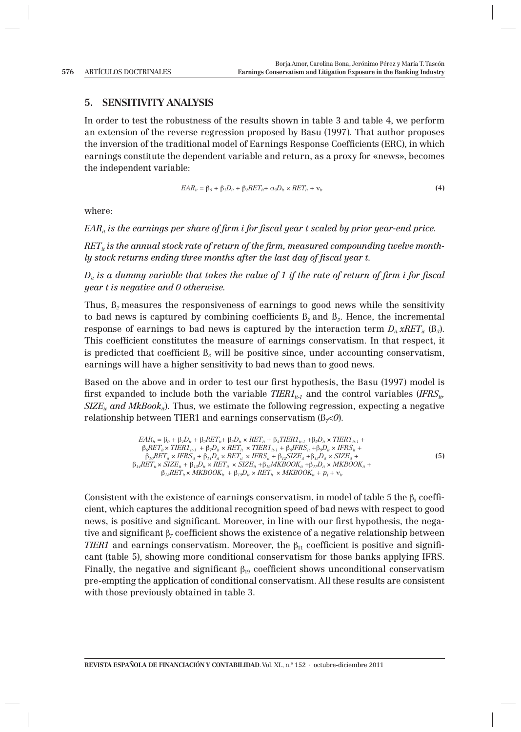## 5. SENSITIVITY ANALYSIS

In order to test the robustness of the results shown in table 3 and table 4, we perform an extension of the reverse regression proposed by Basu (1997). That author proposes the inversion of the traditional model of Earnings Response Coefficients (ERC), in which earnings constitute the dependent variable and return, as a proxy for «news», becomes the independent variable:

$$EAR_{it} = \beta_0 + \beta_1 D_{it} + \beta_2 RET_{it} + \alpha_3 D_{it} \times RET_{it} + \nu_{it} \tag{4}$$

where:

*$EAR_{it}$ is the earnings per share of firm i for fiscal year t scaled by prior year-end price.*

*$RET_{it}$ is the annual stock rate of return of the firm, measured compounding twelve monthly stock returns ending three months after the last day of fiscal year t.*

*$D_{it}$ is a dummy variable that takes the value of 1 if the rate of return of firm i for fiscal year t is negative and 0 otherwise.*

Thus, $\beta_2$ measures the responsiveness of earnings to good news while the sensitivity to bad news is captured by combining coefficients $\beta_2$ and $\beta_3$. Hence, the incremental response of earnings to bad news is captured by the interaction term $D_{it} xRET_{it}$ ($\beta_3$). This coefficient constitutes the measure of earnings conservatism. In that respect, it is predicted that coefficient $\beta_3$ will be positive since, under accounting conservatism, earnings will have a higher sensitivity to bad news than to good news.

Based on the above and in order to test our first hypothesis, the Basu (1997) model is first expanded to include both the variable $TIER1_{it-1}$ and the control variables ($IFRS_{it}$, $SIZE_{it}$ *and* $MkBook_{it}$). Thus, we estimate the following regression, expecting a negative relationship between TIER1 and earnings conservatism ($\beta_7 < 0$).

$$\begin{gathered} EAR_{it} = \beta_0 + \beta_1 D_{it} + \beta_2 RET_{it} + \beta_3 D_{it} \times RET_{it} + \beta_4 TIER1_{it-1} + \beta_5 D_{it} \times TIER1_{it-1} + \\ \beta_6 RET_{it} \times TIER1_{it-1} + \beta_7 D_{it} \times RET_{it} \times TIER1_{it-1} + \beta_8 IFRS_{it} + \beta_9 D_{it} \times IFRS_{it} + \\ \beta_{10} RET_{it} \times IFRS_{it} + \beta_{11} D_{it} \times RET_{it} \times IFRS_{it} + \beta_{12} SIZE_{it} + \beta_{13} D_{it} \times SIZE_{it} + \\ \beta_{14} RET_{it} \times SIZE_{it} + \beta_{15} D_{it} \times RET_{it} \times SIZE_{it} + \beta_{16} MKBOOK_{it} + \beta_{17} D_{it} \times MKBOOK_{it} + \\ \beta_{18} RET_{it} \times MKBOOK_{it} + \beta_{19} D_{it} \times RET_{it} \times MKBOOK_{it} + p_j + \nu_{it} \end{gathered} \tag{5}$$

Consistent with the existence of earnings conservatism, in model of table 5 the $\beta_3$ coefficient, which captures the additional recognition speed of bad news with respect to good news, is positive and significant. Moreover, in line with our first hypothesis, the negative and significant $\beta_7$ coefficient shows the existence of a negative relationship between *TIER1* and earnings conservatism. Moreover, the $\beta_{11}$ coefficient is positive and significant (table 5), showing more conditional conservatism for those banks applying IFRS. Finally, the negative and significant $\beta_{19}$ coefficient shows unconditional conservatism pre-empting the application of conditional conservatism. All these results are consistent with those previously obtained in table 3.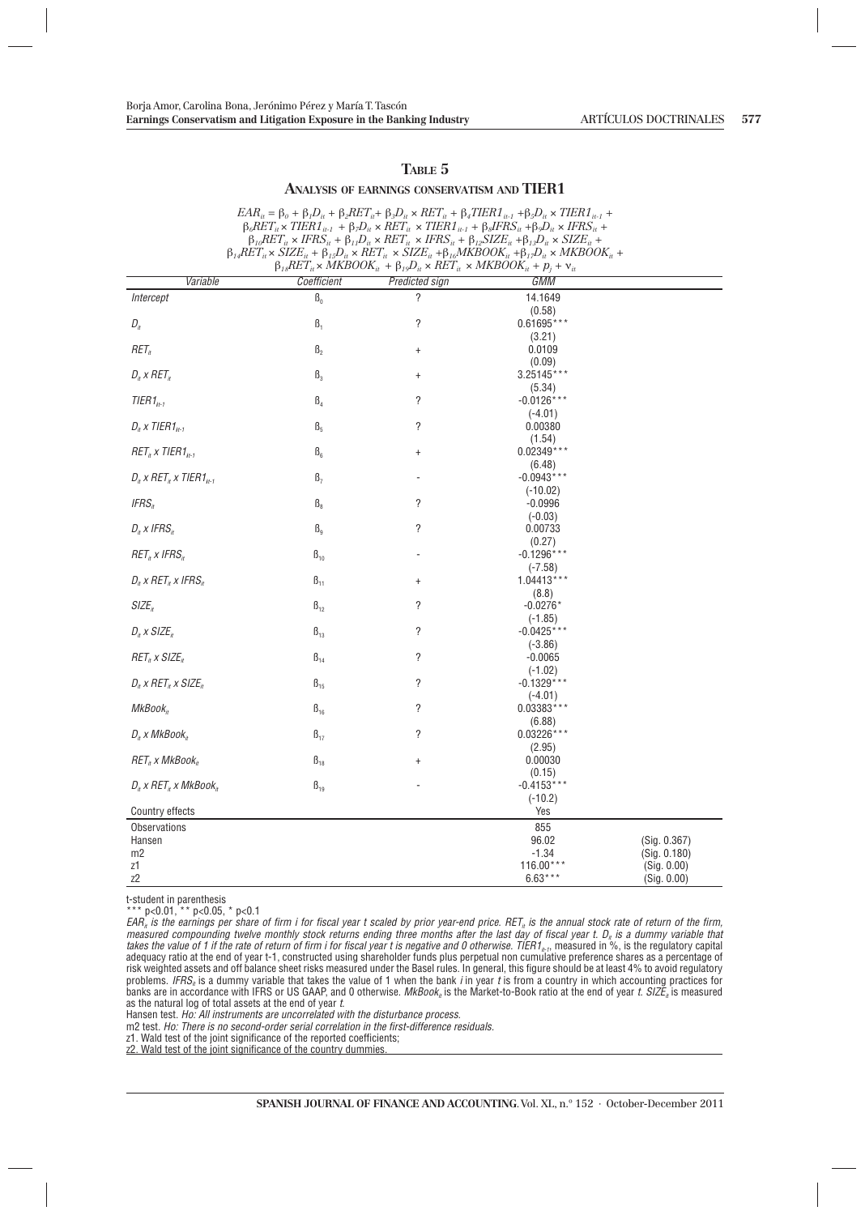## Table 5

### Analysis of earnings conservatism and TIER1

$$EAR_{it} = \beta_0 + \beta_1 D_{it} + \beta_2 RET_{it} + \beta_3 D_{it} \times RET_{it} + \beta_4 TIER1_{it-1} + \beta_5 D_{it} \times TIER1_{it-1} + \beta_6 RET_{it} \times TIER1_{it-1} + \beta_7 D_{it} \times RET_{it} \times TIER1_{it-1} + \beta_8 IFRS_{it} + \beta_9 D_{it} \times IFRS_{it} + \beta_{10} RET_{it} \times IFRS_{it} + \beta_{11} D_{it} \times RET_{it} \times IFRS_{it} + \beta_{12} SIZE_{it} + \beta_{13} D_{it} \times SIZE_{it} + \beta_{14} RET_{it} \times SIZE_{it} + \beta_{15} D_{it} \times RET_{it} \times SIZE_{it} + \beta_{16} MKBOOK_{it} + \beta_{17} D_{it} \times MKBOOK_{it} + \beta_{18} RET_{it} \times MKBOOK_{it} + \beta_{19} D_{it} \times RET_{it} \times MKBOOK_{it} + p_j + v_{it}$$

| Variable | Coefficient | Predicted sign | GMM | |
|---|---|---|---|---|
| *Intercept* | $\beta_0$ | ? | 14.1649 | |
| | | | (0.58) | |
| $D_{it}$ | $\beta_1$ | ? | 0.61695*** | |
| | | | (3.21) | |
| $RET_{it}$ | $\beta_2$ | + | 0.0109 | |
| | | | (0.09) | |
| $D_{it} \times RET_{it}$ | $\beta_3$ | + | 3.25145*** | |
| | | | (5.34) | |
| $TIER1_{it-1}$ | $\beta_4$ | ? | -0.0126*** | |
| | | | (-4.01) | |
| $D_{it} \times TIER1_{it-1}$ | $\beta_5$ | ? | 0.00380 | |
| | | | (1.54) | |
| $RET_{it} \times TIER1_{it-1}$ | $\beta_6$ | + | 0.02349*** | |
| | | | (6.48) | |
| $D_{it} \times RET_{it} \times TIER1_{it-1}$ | $\beta_7$ | - | -0.0943*** | |
| | | | (-10.02) | |
| $IFRS_{it}$ | $\beta_8$ | ? | -0.0996 | |
| | | | (-0.03) | |
| $D_{it} \times IFRS_{it}$ | $\beta_9$ | ? | 0.00733 | |
| | | | (0.27) | |
| $RET_{it} \times IFRS_{it}$ | $\beta_{10}$ | - | -0.1296*** | |
| | | | (-7.58) | |
| $D_{it} \times RET_{it} \times IFRS_{it}$ | $\beta_{11}$ | + | 1.04413*** | |
| | | | (8.8) | |
| $SIZE_{it}$ | $\beta_{12}$ | ? | -0.0276* | |
| | | | (-1.85) | |
| $D_{it} \times SIZE_{it}$ | $\beta_{13}$ | ? | -0.0425*** | |
| | | | (-3.86) | |
| $RET_{it} \times SIZE_{it}$ | $\beta_{14}$ | ? | -0.0065 | |
| | | | (-1.02) | |
| $D_{it} \times RET_{it} \times SIZE_{it}$ | $\beta_{15}$ | ? | -0.1329*** | |
| | | | (-4.01) | |
| $MkBook_{it}$ | $\beta_{16}$ | ? | 0.03383*** | |
| | | | (6.88) | |
| $D_{it} \times MkBook_{it}$ | $\beta_{17}$ | ? | 0.03226*** | |
| | | | (2.95) | |
| $RET_{it} \times MkBook_{it}$ | $\beta_{18}$ | + | 0.00030 | |
| | | | (0.15) | |
| $D_{it} \times RET_{it} \times MkBook_{it}$ | $\beta_{19}$ | - | -0.4153*** | |
| | | | (-10.2) | |
| Country effects | | | Yes | |
| Observations | | | 855 | |
| Hansen | | | 96.02 | (Sig. 0.367) |
| m2 | | | -1.34 | (Sig. 0.180) |
| z1 | | | 116.00*** | (Sig. 0.00) |
| z2 | | | 6.63*** | (Sig. 0.00) |

t-student in parenthesis

*** p<0.01, ** p<0.05, * p<0.1

*$EAR_{it}$ is the earnings per share of firm i for fiscal year t scaled by prior year-end price. $RET_{it}$ is the annual stock rate of return of the firm, measured compounding twelve monthly stock returns ending three months after the last day of fiscal year t. $D_{it}$ is a dummy variable that takes the value of 1 if the rate of return of firm i for fiscal year t is negative and 0 otherwise. $TIER1_{it-1}$,* measured in %, is the regulatory capital adequacy ratio at the end of year t-1, constructed using shareholder funds plus perpetual non cumulative preference shares as a percentage of risk weighted assets and off balance sheet risks measured under the Basel rules. In general, this figure should be at least 4% to avoid regulatory problems. *$IFRS_{it}$* is a dummy variable that takes the value of 1 when the bank *i* in year *t* is from a country in which accounting practices for banks are in accordance with IFRS or US GAAP, and 0 otherwise. *$MkBook_{it}$* is the Market-to-Book ratio at the end of year *t*. *$SIZE_{it}$* is measured as the natural log of total assets at the end of year *t*.

Hansen test. *Ho: All instruments are uncorrelated with the disturbance process.*

m2 test. *Ho: There is no second-order serial correlation in the first-difference residuals.*

z1. Wald test of the joint significance of the reported coefficients;

z2. Wald test of the joint significance of the country dummies.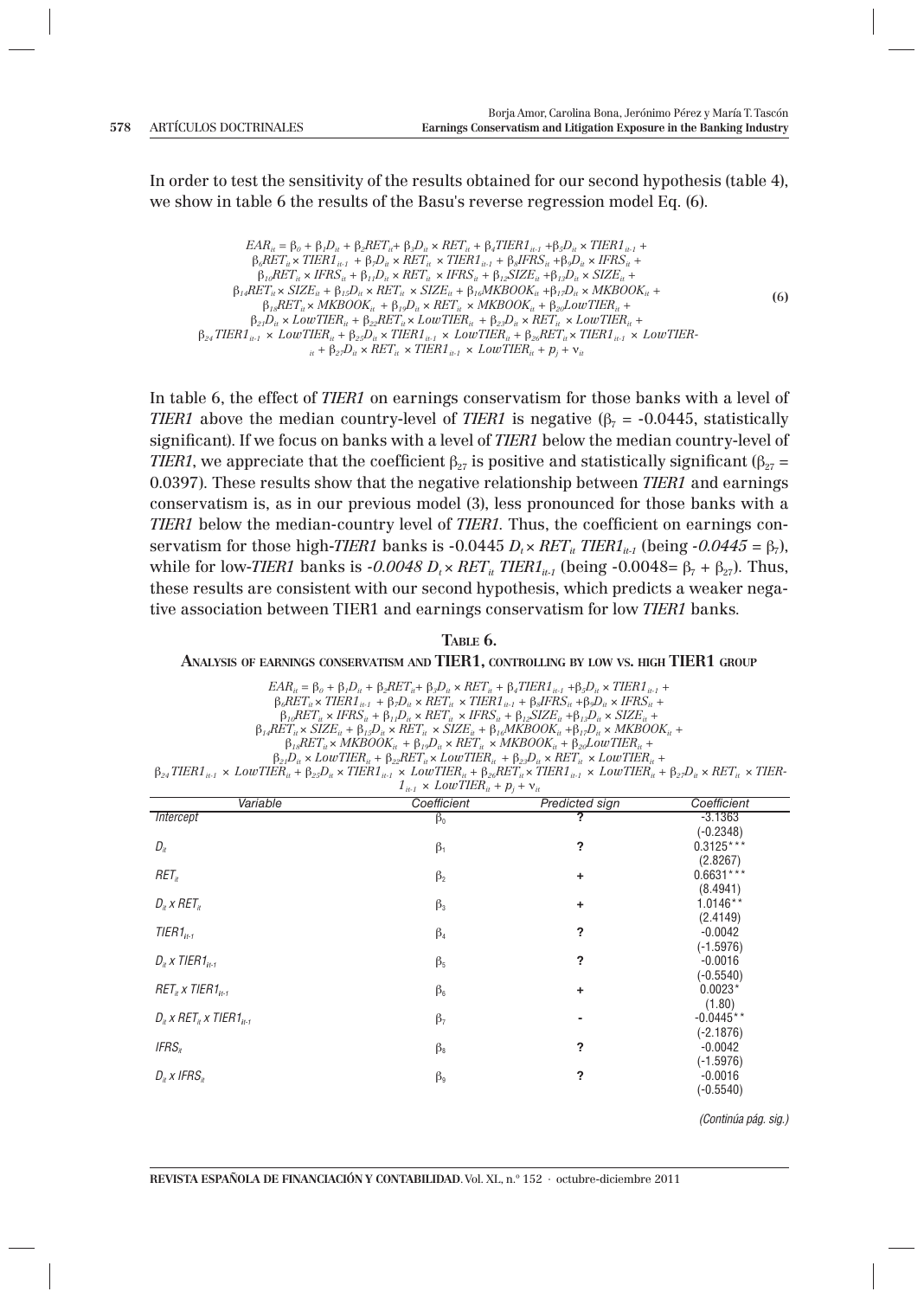In order to test the sensitivity of the results obtained for our second hypothesis (table 4), we show in table 6 the results of the Basu's reverse regression model Eq. (6).

$$
\begin{aligned}
EAR_{it} = {} & \beta_0 + \beta_1 D_{it} + \beta_2 RET_{it} + \beta_3 D_{it} \times RET_{it} + \beta_4 TIER1_{it-1} + \beta_5 D_{it} \times TIER1_{it-1} + \\
& \beta_6 RET_{it} \times TIER1_{it-1} + \beta_7 D_{it} \times RET_{it} \times TIER1_{it-1} + \beta_8 IFRS_{it} + \beta_9 D_{it} \times IFRS_{it} + \\
& \beta_{10} RET_{it} \times IFRS_{it} + \beta_{11} D_{it} \times RET_{it} \times IFRS_{it} + \beta_{12} SIZE_{it} + \beta_{13} D_{it} \times SIZE_{it} + \\
& \beta_{14} RET_{it} \times SIZE_{it} + \beta_{15} D_{it} \times RET_{it} \times SIZE_{it} + \beta_{16} MKBOOK_{it} + \beta_{17} D_{it} \times MKBOOK_{it} + \\
& \beta_{18} RET_{it} \times MKBOOK_{it} + \beta_{19} D_{it} \times RET_{it} \times MKBOOK_{it} + \beta_{20} LowTIER_{it} + \\
& \beta_{21} D_{it} \times LowTIER_{it} + \beta_{22} RET_{it} \times LowTIER_{it} + \beta_{23} D_{it} \times RET_{it} \times LowTIER_{it} + \\
& \beta_{24} TIER1_{it-1} \times LowTIER_{it} + \beta_{25} D_{it} \times TIER1_{it-1} \times LowTIER_{it} + \beta_{26} RET_{it} \times TIER1_{it-1} \times LowTIER_{it} + \beta_{27} D_{it} \times RET_{it} \times TIER1_{it-1} \times LowTIER_{it} + p_j + v_{it}
\end{aligned}
\qquad (6)
$$

In table 6, the effect of *TIER1* on earnings conservatism for those banks with a level of *TIER1* above the median country-level of *TIER1* is negative ($\beta_7$ = -0.0445, statistically significant). If we focus on banks with a level of *TIER1* below the median country-level of *TIER1*, we appreciate that the coefficient $\beta_{27}$ is positive and statistically significant ($\beta_{27}$ = 0.0397). These results show that the negative relationship between *TIER1* and earnings conservatism is, as in our previous model (3), less pronounced for those banks with a *TIER1* below the median-country level of *TIER1*. Thus, the coefficient on earnings conservatism for those high-*TIER1* banks is -0.0445 $D_t \times RET_{it}\ TIER1_{it-1}$ (being *-0.0445* = $\beta_7$), while for low-*TIER1* banks is *-0.0048* $D_t \times RET_{it}\ TIER1_{it-1}$ (being -0.0048= $\beta_7 + \beta_{27}$). Thus, these results are consistent with our second hypothesis, which predicts a weaker negative association between TIER1 and earnings conservatism for low *TIER1* banks.

**Table 6.**

**Analysis of earnings conservatism and TIER1, controlling by low vs. high TIER1 group**

$$
\begin{aligned}
EAR_{it} = {} & \beta_0 + \beta_1 D_{it} + \beta_2 RET_{it} + \beta_3 D_{it} \times RET_{it} + \beta_4 TIER1_{it-1} + \beta_5 D_{it} \times TIER1_{it-1} + \\
& \beta_6 RET_{it} \times TIER1_{it-1} + \beta_7 D_{it} \times RET_{it} \times TIER1_{it-1} + \beta_8 IFRS_{it} + \beta_9 D_{it} \times IFRS_{it} + \\
& \beta_{10} RET_{it} \times IFRS_{it} + \beta_{11} D_{it} \times RET_{it} \times IFRS_{it} + \beta_{12} SIZE_{it} + \beta_{13} D_{it} \times SIZE_{it} + \\
& \beta_{14} RET_{it} \times SIZE_{it} + \beta_{15} D_{it} \times RET_{it} \times SIZE_{it} + \beta_{16} MKBOOK_{it} + \beta_{17} D_{it} \times MKBOOK_{it} + \\
& \beta_{18} RET_{it} \times MKBOOK_{it} + \beta_{19} D_{it} \times RET_{it} \times MKBOOK_{it} + \beta_{20} LowTIER_{it} + \\
& \beta_{21} D_{it} \times LowTIER_{it} + \beta_{22} RET_{it} \times LowTIER_{it} + \beta_{23} D_{it} \times RET_{it} \times LowTIER_{it} + \\
& \beta_{24} TIER1_{it-1} \times LowTIER_{it} + \beta_{25} D_{it} \times TIER1_{it-1} \times LowTIER_{it} + \beta_{26} RET_{it} \times TIER1_{it-1} \times LowTIER_{it} + \beta_{27} D_{it} \times RET_{it} \times TIER1_{it-1} \times LowTIER_{it} + p_j + v_{it}
\end{aligned}
$$

| Variable | Coefficient | Predicted sign | Coefficient |
|---|---|---|---|
| *Intercept* | $\beta_0$ | ? | -3.1363 |
| | | | (-0.2348) |
| $D_{it}$ | $\beta_1$ | ? | 0.3125*** |
| | | | (2.8267) |
| $RET_{it}$ | $\beta_2$ | + | 0.6631*** |
| | | | (8.4941) |
| $D_{it} \times RET_{it}$ | $\beta_3$ | + | 1.0146** |
| | | | (2.4149) |
| $TIER1_{it-1}$ | $\beta_4$ | ? | -0.0042 |
| | | | (-1.5976) |
| $D_{it} \times TIER1_{it-1}$ | $\beta_5$ | ? | -0.0016 |
| | | | (-0.5540) |
| $RET_{it} \times TIER1_{it-1}$ | $\beta_6$ | + | 0.0023* |
| | | | (1.80) |
| $D_{it} \times RET_{it} \times TIER1_{it-1}$ | $\beta_7$ | - | -0.0445** |
| | | | (-2.1876) |
| $IFRS_{it}$ | $\beta_8$ | ? | -0.0042 |
| | | | (-1.5976) |
| $D_{it} \times IFRS_{it}$ | $\beta_9$ | ? | -0.0016 |
| | | | (-0.5540) |

*(Continúa pág. sig.)*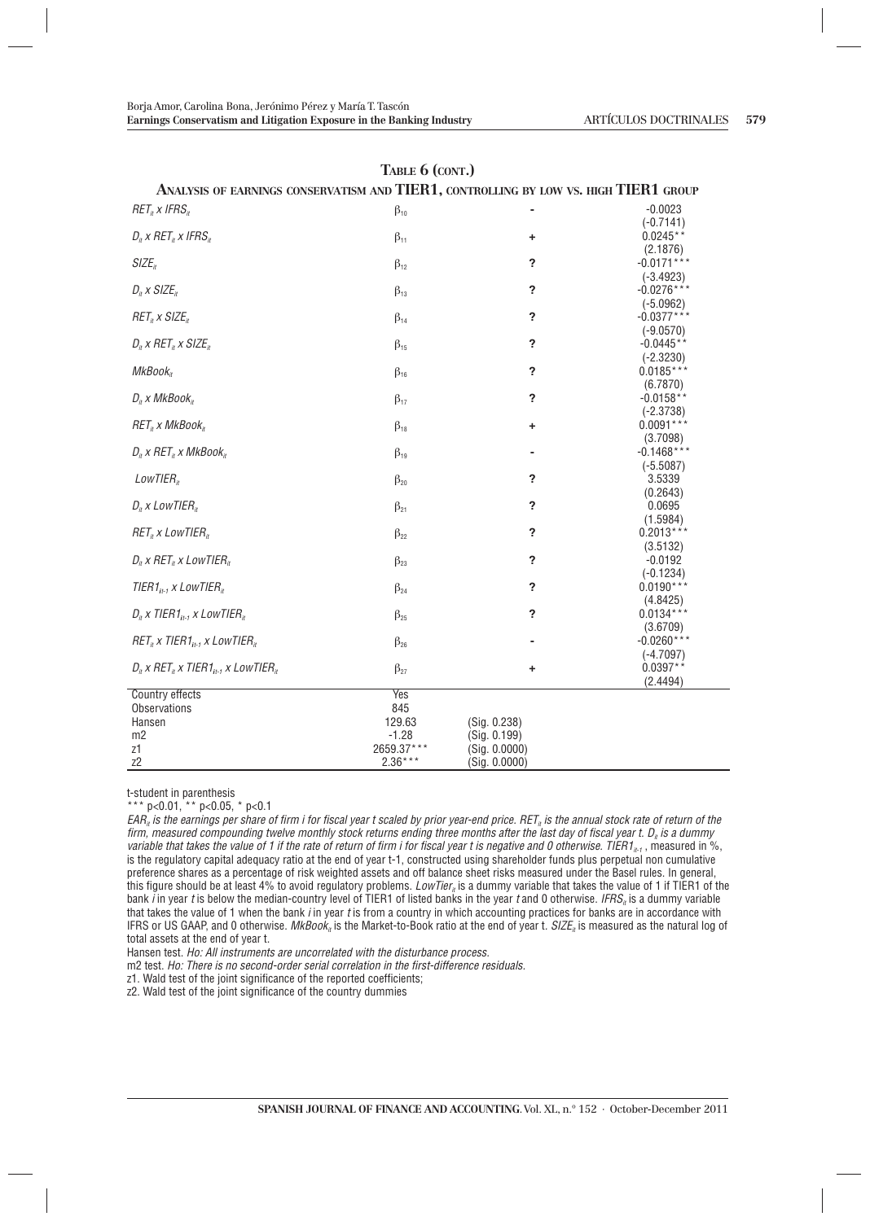**TABLE 6 (CONT.)**

**ANALYSIS OF EARNINGS CONSERVATISM AND TIER1, CONTROLLING BY LOW VS. HIGH TIER1 GROUP**

| | | | |
|---|---|---|---|
| $RET_{it}$ x $IFRS_{it}$ | $\beta_{10}$ | - | -0.0023 (-0.7141) |
| $D_{it}$ x $RET_{it}$ x $IFRS_{it}$ | $\beta_{11}$ | + | 0.0245** (2.1876) |
| $SIZE_{it}$ | $\beta_{12}$ | ? | -0.0171*** (-3.4923) |
| $D_{it}$ x $SIZE_{it}$ | $\beta_{13}$ | ? | -0.0276*** (-5.0962) |
| $RET_{it}$ x $SIZE_{it}$ | $\beta_{14}$ | ? | -0.0377*** (-9.0570) |
| $D_{it}$ x $RET_{it}$ x $SIZE_{it}$ | $\beta_{15}$ | ? | -0.0445** (-2.3230) |
| $MkBook_{it}$ | $\beta_{16}$ | ? | 0.0185*** (6.7870) |
| $D_{it}$ x $MkBook_{it}$ | $\beta_{17}$ | ? | -0.0158** (-2.3738) |
| $RET_{it}$ x $MkBook_{it}$ | $\beta_{18}$ | + | 0.0091*** (3.7098) |
| $D_{it}$ x $RET_{it}$ x $MkBook_{it}$ | $\beta_{19}$ | - | -0.1468*** (-5.5087) |
| $LowTIER_{it}$ | $\beta_{20}$ | ? | 3.5339 (0.2643) |
| $D_{it}$ x $LowTIER_{it}$ | $\beta_{21}$ | ? | 0.0695 (1.5984) |
| $RET_{it}$ x $LowTIER_{it}$ | $\beta_{22}$ | ? | 0.2013*** (3.5132) |
| $D_{it}$ x $RET_{it}$ x $LowTIER_{it}$ | $\beta_{23}$ | ? | -0.0192 (-0.1234) |
| $TIER1_{it-1}$ x $LowTIER_{it}$ | $\beta_{24}$ | ? | 0.0190*** (4.8425) |
| $D_{it}$ x $TIER1_{it-1}$ x $LowTIER_{it}$ | $\beta_{25}$ | ? | 0.0134*** (3.6709) |
| $RET_{it}$ x $TIER1_{it-1}$ x $LowTIER_{it}$ | $\beta_{26}$ | - | -0.0260*** (-4.7097) |
| $D_{it}$ x $RET_{it}$ x $TIER1_{it-1}$ x $LowTIER_{it}$ | $\beta_{27}$ | + | 0.0397** (2.4494) |
| Country effects | Yes | | |
| Observations | 845 | | |
| Hansen | 129.63 | (Sig. 0.238) | |
| m2 | -1.28 | (Sig. 0.199) | |
| z1 | 2659.37*** | (Sig. 0.0000) | |
| z2 | 2.36*** | (Sig. 0.0000) | |

t-student in parenthesis

*** p<0.01, ** p<0.05, * p<0.1

*$EAR_{it}$ is the earnings per share of firm i for fiscal year t scaled by prior year-end price. $RET_{it}$ is the annual stock rate of return of the firm, measured compounding twelve monthly stock returns ending three months after the last day of fiscal year t. $D_{it}$ is a dummy variable that takes the value of 1 if the rate of return of firm i for fiscal year t is negative and 0 otherwise. $TIER1_{it-1}$*, measured in %, is the regulatory capital adequacy ratio at the end of year t-1, constructed using shareholder funds plus perpetual non cumulative preference shares as a percentage of risk weighted assets and off balance sheet risks measured under the Basel rules. In general, this figure should be at least 4% to avoid regulatory problems. *$LowTier_{it}$* is a dummy variable that takes the value of 1 if TIER1 of the bank *i* in year *t* is below the median-country level of TIER1 of listed banks in the year *t* and 0 otherwise. *$IFRS_{it}$* is a dummy variable that takes the value of 1 when the bank *i* in year *t* is from a country in which accounting practices for banks are in accordance with IFRS or US GAAP, and 0 otherwise. *$MkBook_{it}$* is the Market-to-Book ratio at the end of year t. *$SIZE_{it}$* is measured as the natural log of total assets at the end of year t.

Hansen test. *Ho: All instruments are uncorrelated with the disturbance process.*

m2 test. *Ho: There is no second-order serial correlation in the first-difference residuals.*

z1. Wald test of the joint significance of the reported coefficients;

z2. Wald test of the joint significance of the country dummies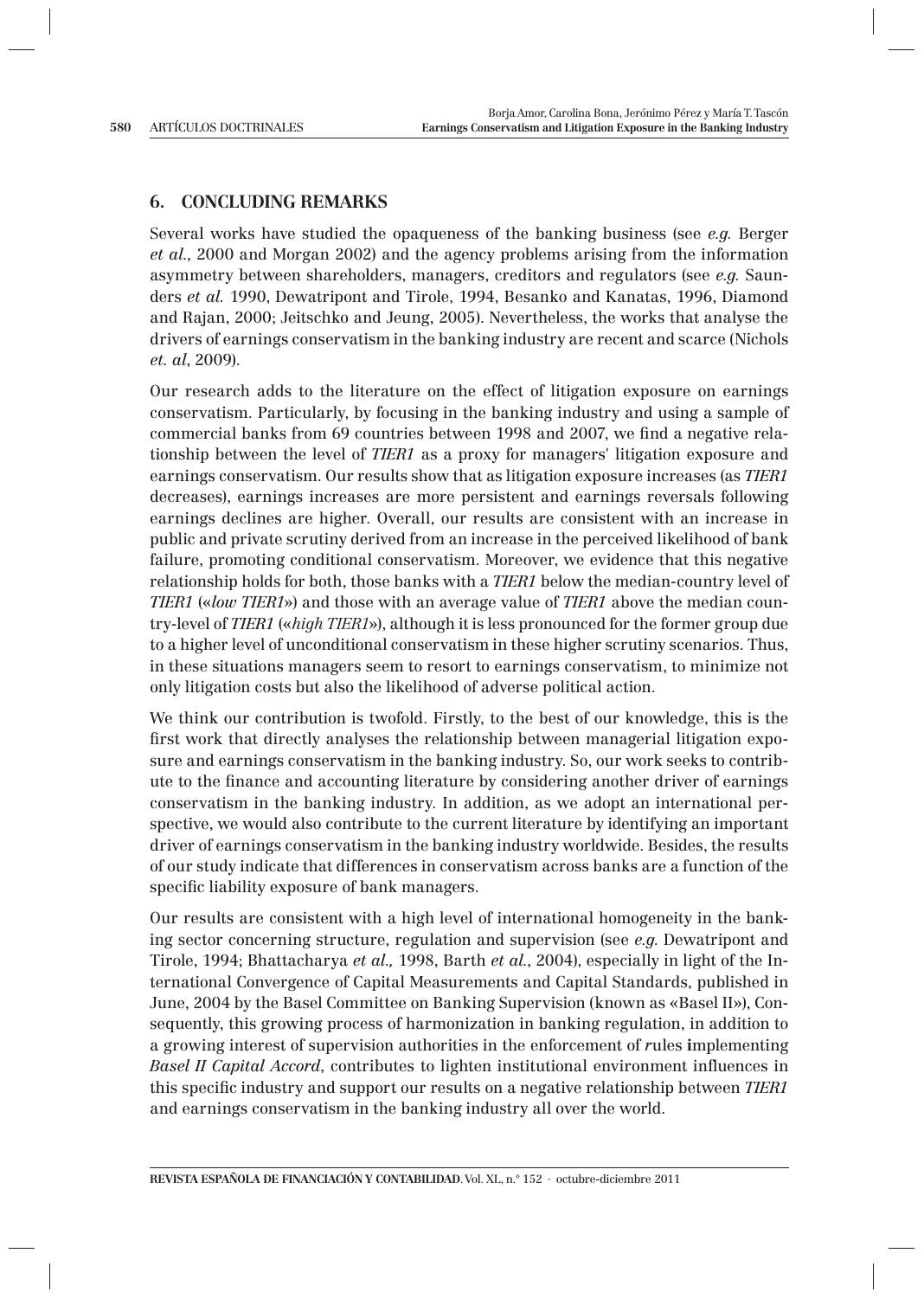## 6. CONCLUDING REMARKS

Several works have studied the opaqueness of the banking business (see *e.g.* Berger *et al.*, 2000 and Morgan 2002) and the agency problems arising from the information asymmetry between shareholders, managers, creditors and regulators (see *e.g.* Saunders *et al.* 1990, Dewatripont and Tirole, 1994, Besanko and Kanatas, 1996, Diamond and Rajan, 2000; Jeitschko and Jeung, 2005). Nevertheless, the works that analyse the drivers of earnings conservatism in the banking industry are recent and scarce (Nichols *et. al*, 2009).

Our research adds to the literature on the effect of litigation exposure on earnings conservatism. Particularly, by focusing in the banking industry and using a sample of commercial banks from 69 countries between 1998 and 2007, we find a negative relationship between the level of *TIER1* as a proxy for managers' litigation exposure and earnings conservatism. Our results show that as litigation exposure increases (as *TIER1* decreases), earnings increases are more persistent and earnings reversals following earnings declines are higher. Overall, our results are consistent with an increase in public and private scrutiny derived from an increase in the perceived likelihood of bank failure, promoting conditional conservatism. Moreover, we evidence that this negative relationship holds for both, those banks with a *TIER1* below the median-country level of *TIER1* («*low TIER1*») and those with an average value of *TIER1* above the median country-level of *TIER1* («*high TIER1*»), although it is less pronounced for the former group due to a higher level of unconditional conservatism in these higher scrutiny scenarios. Thus, in these situations managers seem to resort to earnings conservatism, to minimize not only litigation costs but also the likelihood of adverse political action.

We think our contribution is twofold. Firstly, to the best of our knowledge, this is the first work that directly analyses the relationship between managerial litigation exposure and earnings conservatism in the banking industry. So, our work seeks to contribute to the finance and accounting literature by considering another driver of earnings conservatism in the banking industry. In addition, as we adopt an international perspective, we would also contribute to the current literature by identifying an important driver of earnings conservatism in the banking industry worldwide. Besides, the results of our study indicate that differences in conservatism across banks are a function of the specific liability exposure of bank managers.

Our results are consistent with a high level of international homogeneity in the banking sector concerning structure, regulation and supervision (see *e.g.* Dewatripont and Tirole, 1994; Bhattacharya *et al.,* 1998, Barth *et al.*, 2004), especially in light of the International Convergence of Capital Measurements and Capital Standards, published in June, 2004 by the Basel Committee on Banking Supervision (known as «Basel II»), Consequently, this growing process of harmonization in banking regulation, in addition to a growing interest of supervision authorities in the enforcement of *r*ules **i**mplementing *Basel II Capital Accord*, contributes to lighten institutional environment influences in this specific industry and support our results on a negative relationship between *TIER1* and earnings conservatism in the banking industry all over the world.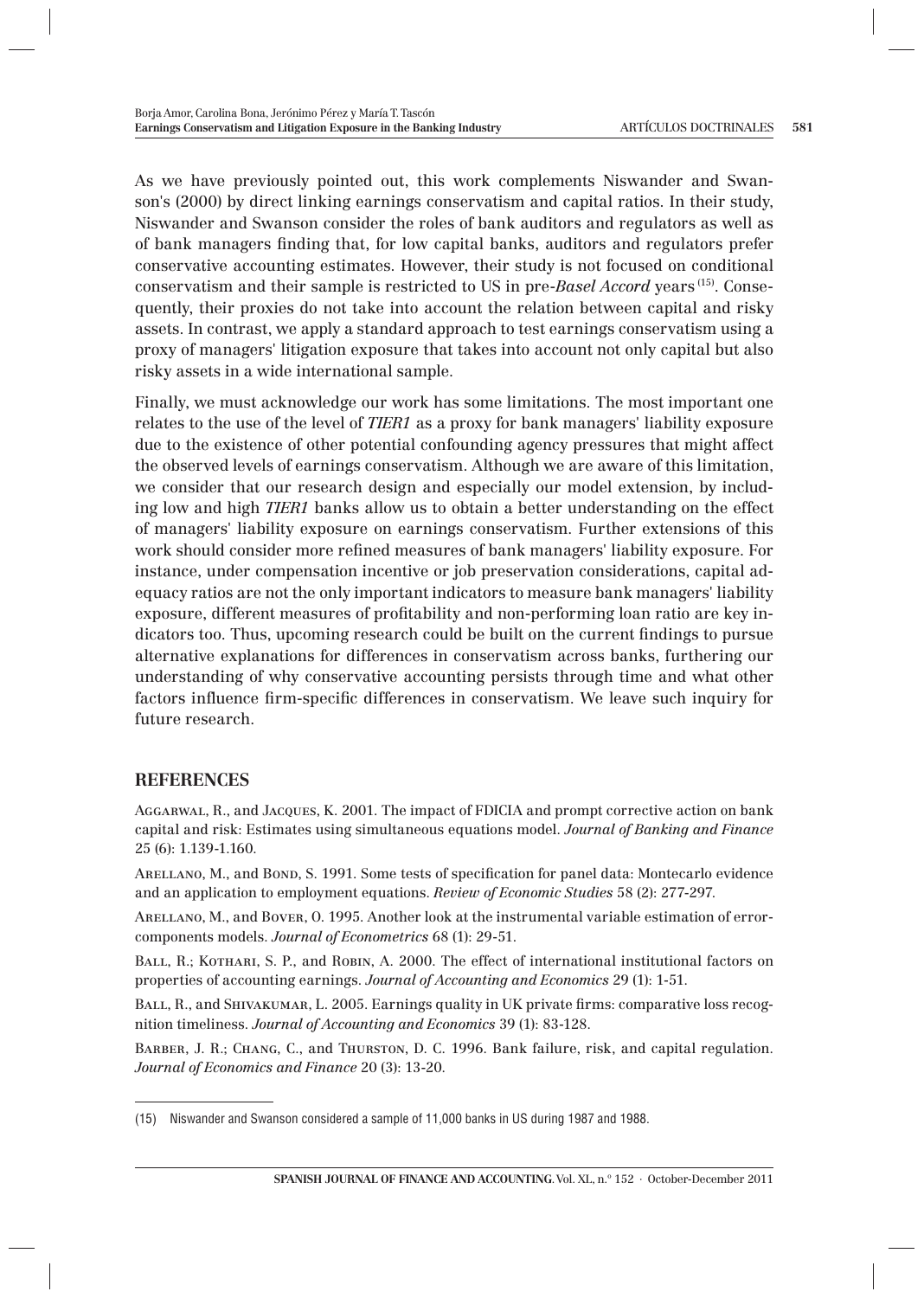As we have previously pointed out, this work complements Niswander and Swanson's (2000) by direct linking earnings conservatism and capital ratios. In their study, Niswander and Swanson consider the roles of bank auditors and regulators as well as of bank managers finding that, for low capital banks, auditors and regulators prefer conservative accounting estimates. However, their study is not focused on conditional conservatism and their sample is restricted to US in pre-*Basel Accord* years [15]. Consequently, their proxies do not take into account the relation between capital and risky assets. In contrast, we apply a standard approach to test earnings conservatism using a proxy of managers' litigation exposure that takes into account not only capital but also risky assets in a wide international sample.

Finally, we must acknowledge our work has some limitations. The most important one relates to the use of the level of *TIER1* as a proxy for bank managers' liability exposure due to the existence of other potential confounding agency pressures that might affect the observed levels of earnings conservatism. Although we are aware of this limitation, we consider that our research design and especially our model extension, by including low and high *TIER1* banks allow us to obtain a better understanding on the effect of managers' liability exposure on earnings conservatism. Further extensions of this work should consider more refined measures of bank managers' liability exposure. For instance, under compensation incentive or job preservation considerations, capital adequacy ratios are not the only important indicators to measure bank managers' liability exposure, different measures of profitability and non-performing loan ratio are key indicators too. Thus, upcoming research could be built on the current findings to pursue alternative explanations for differences in conservatism across banks, furthering our understanding of why conservative accounting persists through time and what other factors influence firm-specific differences in conservatism. We leave such inquiry for future research.

## REFERENCES

Aggarwal, R., and Jacques, K. 2001. The impact of FDICIA and prompt corrective action on bank capital and risk: Estimates using simultaneous equations model. *Journal of Banking and Finance* 25 (6): 1.139-1.160.

Arellano, M., and Bond, S. 1991. Some tests of specification for panel data: Montecarlo evidence and an application to employment equations. *Review of Economic Studies* 58 (2): 277-297.

Arellano, M., and Bover, O. 1995. Another look at the instrumental variable estimation of error-components models. *Journal of Econometrics* 68 (1): 29-51.

Ball, R.; Kothari, S. P., and Robin, A. 2000. The effect of international institutional factors on properties of accounting earnings. *Journal of Accounting and Economics* 29 (1): 1-51.

Ball, R., and Shivakumar, L. 2005. Earnings quality in UK private firms: comparative loss recognition timeliness. *Journal of Accounting and Economics* 39 (1): 83-128.

Barber, J. R.; Chang, C., and Thurston, D. C. 1996. Bank failure, risk, and capital regulation. *Journal of Economics and Finance* 20 (3): 13-20.

(15) Niswander and Swanson considered a sample of 11,000 banks in US during 1987 and 1988.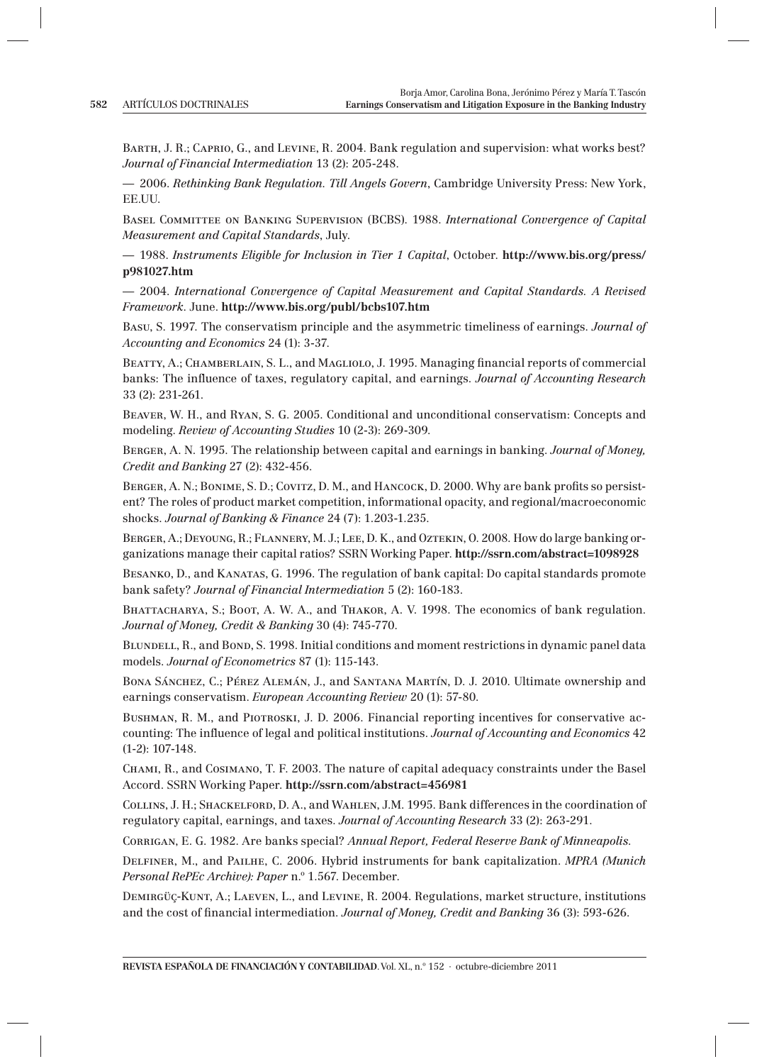Barth, J. R.; Caprio, G., and Levine, R. 2004. Bank regulation and supervision: what works best? *Journal of Financial Intermediation* 13 (2): 205-248.

— 2006. *Rethinking Bank Regulation. Till Angels Govern*, Cambridge University Press: New York, EE.UU.

Basel Committee on Banking Supervision (BCBS). 1988. *International Convergence of Capital Measurement and Capital Standards*, July.

— 1988. *Instruments Eligible for Inclusion in Tier 1 Capital*, October. **http://www.bis.org/press/p981027.htm**

— 2004. *International Convergence of Capital Measurement and Capital Standards. A Revised Framework*. June. **http://www.bis.org/publ/bcbs107.htm**

Basu, S. 1997. The conservatism principle and the asymmetric timeliness of earnings. *Journal of Accounting and Economics* 24 (1): 3-37.

Beatty, A.; Chamberlain, S. L., and Magliolo, J. 1995. Managing financial reports of commercial banks: The influence of taxes, regulatory capital, and earnings. *Journal of Accounting Research* 33 (2): 231-261.

Beaver, W. H., and Ryan, S. G. 2005. Conditional and unconditional conservatism: Concepts and modeling. *Review of Accounting Studies* 10 (2-3): 269-309.

Berger, A. N. 1995. The relationship between capital and earnings in banking. *Journal of Money, Credit and Banking* 27 (2): 432-456.

Berger, A. N.; Bonime, S. D.; Covitz, D. M., and Hancock, D. 2000. Why are bank profits so persistent? The roles of product market competition, informational opacity, and regional/macroeconomic shocks. *Journal of Banking & Finance* 24 (7): 1.203-1.235.

Berger, A.; Deyoung, R.; Flannery, M. J.; Lee, D. K., and Oztekin, O. 2008. How do large banking organizations manage their capital ratios? SSRN Working Paper. **http://ssrn.com/abstract=1098928**

Besanko, D., and Kanatas, G. 1996. The regulation of bank capital: Do capital standards promote bank safety? *Journal of Financial Intermediation* 5 (2): 160-183.

Bhattacharya, S.; Boot, A. W. A., and Thakor, A. V. 1998. The economics of bank regulation. *Journal of Money, Credit & Banking* 30 (4): 745-770.

Blundell, R., and Bond, S. 1998. Initial conditions and moment restrictions in dynamic panel data models. *Journal of Econometrics* 87 (1): 115-143.

Bona Sánchez, C.; Pérez Alemán, J., and Santana Martín, D. J. 2010. Ultimate ownership and earnings conservatism. *European Accounting Review* 20 (1): 57-80.

Bushman, R. M., and Piotroski, J. D. 2006. Financial reporting incentives for conservative accounting: The influence of legal and political institutions. *Journal of Accounting and Economics* 42 (1-2): 107-148.

Chami, R., and Cosimano, T. F. 2003. The nature of capital adequacy constraints under the Basel Accord. SSRN Working Paper. **http://ssrn.com/abstract=456981**

Collins, J. H.; Shackelford, D. A., and Wahlen, J.M. 1995. Bank differences in the coordination of regulatory capital, earnings, and taxes. *Journal of Accounting Research* 33 (2): 263-291.

Corrigan, E. G. 1982. Are banks special? *Annual Report, Federal Reserve Bank of Minneapolis*.

Delfiner, M., and Pailhe, C. 2006. Hybrid instruments for bank capitalization. *MPRA (Munich Personal RePEc Archive): Paper* n.º 1.567. December.

Demirgüç-Kunt, A.; Laeven, L., and Levine, R. 2004. Regulations, market structure, institutions and the cost of financial intermediation. *Journal of Money, Credit and Banking* 36 (3): 593-626.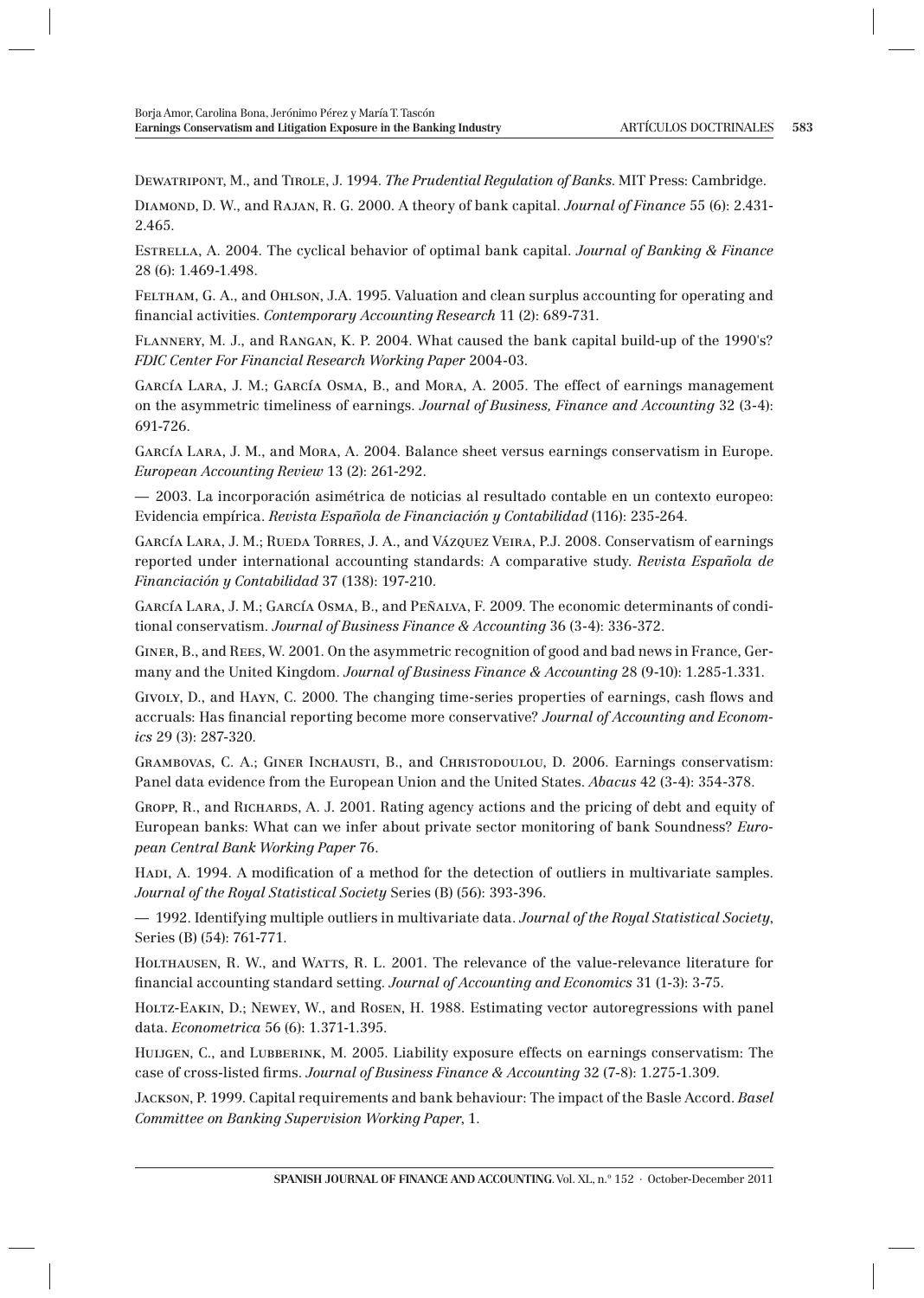Dewatripont, M., and Tirole, J. 1994. *The Prudential Regulation of Banks*. MIT Press: Cambridge.

Diamond, D. W., and Rajan, R. G. 2000. A theory of bank capital. *Journal of Finance* 55 (6): 2.431-2.465.

Estrella, A. 2004. The cyclical behavior of optimal bank capital. *Journal of Banking & Finance* 28 (6): 1.469-1.498.

Feltham, G. A., and Ohlson, J.A. 1995. Valuation and clean surplus accounting for operating and financial activities. *Contemporary Accounting Research* 11 (2): 689-731.

Flannery, M. J., and Rangan, K. P. 2004. What caused the bank capital build-up of the 1990's? *FDIC Center For Financial Research Working Paper* 2004-03.

García Lara, J. M.; García Osma, B., and Mora, A. 2005. The effect of earnings management on the asymmetric timeliness of earnings. *Journal of Business, Finance and Accounting* 32 (3-4): 691-726.

García Lara, J. M., and Mora, A. 2004. Balance sheet versus earnings conservatism in Europe. *European Accounting Review* 13 (2): 261-292.

— 2003. La incorporación asimétrica de noticias al resultado contable en un contexto europeo: Evidencia empírica. *Revista Española de Financiación y Contabilidad* (116): 235-264.

García Lara, J. M.; Rueda Torres, J. A., and Vázquez Veira, P.J. 2008. Conservatism of earnings reported under international accounting standards: A comparative study. *Revista Española de Financiación y Contabilidad* 37 (138): 197-210.

García Lara, J. M.; García Osma, B., and Peñalva, F. 2009. The economic determinants of conditional conservatism. *Journal of Business Finance & Accounting* 36 (3-4): 336-372.

Giner, B., and Rees, W. 2001. On the asymmetric recognition of good and bad news in France, Germany and the United Kingdom. *Journal of Business Finance & Accounting* 28 (9-10): 1.285-1.331.

Givoly, D., and Hayn, C. 2000. The changing time-series properties of earnings, cash flows and accruals: Has financial reporting become more conservative? *Journal of Accounting and Economics* 29 (3): 287-320.

Grambovas, C. A.; Giner Inchausti, B., and Christodoulou, D. 2006. Earnings conservatism: Panel data evidence from the European Union and the United States. *Abacus* 42 (3-4): 354-378.

Gropp, R., and Richards, A. J. 2001. Rating agency actions and the pricing of debt and equity of European banks: What can we infer about private sector monitoring of bank Soundness? *European Central Bank Working Paper* 76.

Hadi, A. 1994. A modification of a method for the detection of outliers in multivariate samples. *Journal of the Royal Statistical Society* Series (B) (56): 393-396.

— 1992. Identifying multiple outliers in multivariate data. *Journal of the Royal Statistical Society*, Series (B) (54): 761-771.

Holthausen, R. W., and Watts, R. L. 2001. The relevance of the value-relevance literature for financial accounting standard setting. *Journal of Accounting and Economics* 31 (1-3): 3-75.

Holtz-Eakin, D.; Newey, W., and Rosen, H. 1988. Estimating vector autoregressions with panel data. *Econometrica* 56 (6): 1.371-1.395.

Huijgen, C., and Lubberink, M. 2005. Liability exposure effects on earnings conservatism: The case of cross-listed firms. *Journal of Business Finance & Accounting* 32 (7-8): 1.275-1.309.

Jackson, P. 1999. Capital requirements and bank behaviour: The impact of the Basle Accord. *Basel Committee on Banking Supervision Working Paper*, 1.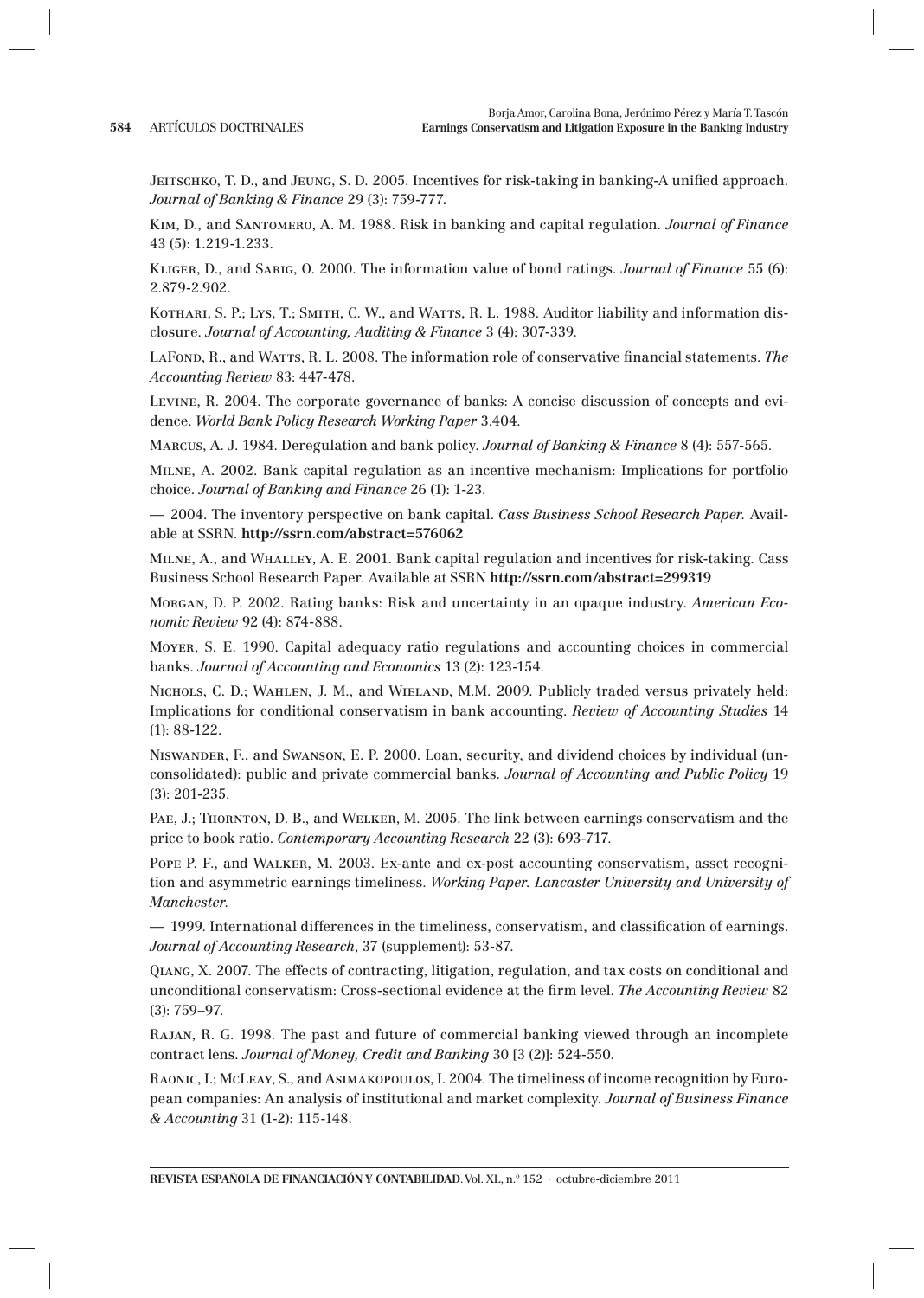Jeitschko, T. D., and Jeung, S. D. 2005. Incentives for risk-taking in banking-A unified approach. *Journal of Banking & Finance* 29 (3): 759-777.

Kim, D., and Santomero, A. M. 1988. Risk in banking and capital regulation. *Journal of Finance* 43 (5): 1.219-1.233.

Kliger, D., and Sarig, O. 2000. The information value of bond ratings. *Journal of Finance* 55 (6): 2.879-2.902.

Kothari, S. P.; Lys, T.; Smith, C. W., and Watts, R. L. 1988. Auditor liability and information disclosure. *Journal of Accounting, Auditing & Finance* 3 (4): 307-339.

LaFond, R., and Watts, R. L. 2008. The information role of conservative financial statements. *The Accounting Review* 83: 447-478.

Levine, R. 2004. The corporate governance of banks: A concise discussion of concepts and evidence. *World Bank Policy Research Working Paper* 3.404.

Marcus, A. J. 1984. Deregulation and bank policy. *Journal of Banking & Finance* 8 (4): 557-565.

Milne, A. 2002. Bank capital regulation as an incentive mechanism: Implications for portfolio choice. *Journal of Banking and Finance* 26 (1): 1-23.

— 2004. The inventory perspective on bank capital. *Cass Business School Research Paper.* Available at SSRN. **http://ssrn.com/abstract=576062**

Milne, A., and Whalley, A. E. 2001. Bank capital regulation and incentives for risk-taking. Cass Business School Research Paper. Available at SSRN **http://ssrn.com/abstract=299319**

Morgan, D. P. 2002. Rating banks: Risk and uncertainty in an opaque industry. *American Economic Review* 92 (4): 874-888.

Moyer, S. E. 1990. Capital adequacy ratio regulations and accounting choices in commercial banks. *Journal of Accounting and Economics* 13 (2): 123-154.

Nichols, C. D.; Wahlen, J. M., and Wieland, M.M. 2009. Publicly traded versus privately held: Implications for conditional conservatism in bank accounting. *Review of Accounting Studies* 14 (1): 88-122.

Niswander, F., and Swanson, E. P. 2000. Loan, security, and dividend choices by individual (unconsolidated): public and private commercial banks. *Journal of Accounting and Public Policy* 19 (3): 201-235.

Pae, J.; Thornton, D. B., and Welker, M. 2005. The link between earnings conservatism and the price to book ratio. *Contemporary Accounting Research* 22 (3): 693-717.

Pope P. F., and Walker, M. 2003. Ex-ante and ex-post accounting conservatism, asset recognition and asymmetric earnings timeliness. *Working Paper. Lancaster University and University of Manchester.*

— 1999. International differences in the timeliness, conservatism, and classification of earnings. *Journal of Accounting Research*, 37 (supplement): 53-87.

Qiang, X. 2007. The effects of contracting, litigation, regulation, and tax costs on conditional and unconditional conservatism: Cross-sectional evidence at the firm level. *The Accounting Review* 82 (3): 759–97.

Rajan, R. G. 1998. The past and future of commercial banking viewed through an incomplete contract lens. *Journal of Money, Credit and Banking* 30 [3 (2)]: 524-550.

Raonic, I.; McLeay, S., and Asimakopoulos, I. 2004. The timeliness of income recognition by European companies: An analysis of institutional and market complexity. *Journal of Business Finance & Accounting* 31 (1-2): 115-148.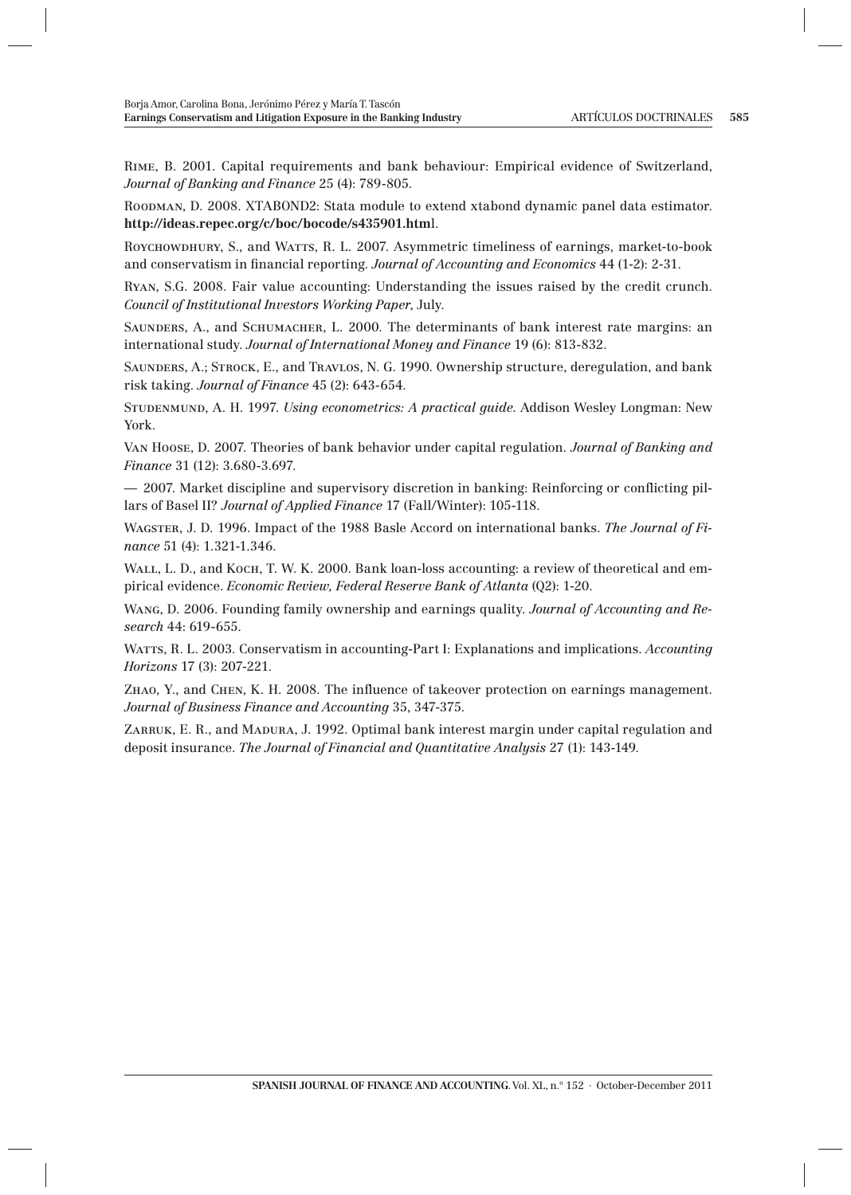Rime, B. 2001. Capital requirements and bank behaviour: Empirical evidence of Switzerland, *Journal of Banking and Finance* 25 (4): 789-805.

Roodman, D. 2008. XTABOND2: Stata module to extend xtabond dynamic panel data estimator. **http://ideas.repec.org/c/boc/bocode/s435901.html**.

Roychowdhury, S., and Watts, R. L. 2007. Asymmetric timeliness of earnings, market-to-book and conservatism in financial reporting. *Journal of Accounting and Economics* 44 (1-2): 2-31.

Ryan, S.G. 2008. Fair value accounting: Understanding the issues raised by the credit crunch. *Council of Institutional Investors Working Paper*, July.

Saunders, A., and Schumacher, L. 2000. The determinants of bank interest rate margins: an international study. *Journal of International Money and Finance* 19 (6): 813-832.

Saunders, A.; Strock, E., and Travlos, N. G. 1990. Ownership structure, deregulation, and bank risk taking. *Journal of Finance* 45 (2): 643-654.

Studenmund, A. H. 1997. *Using econometrics: A practical guide*. Addison Wesley Longman: New York.

Van Hoose, D. 2007. Theories of bank behavior under capital regulation. *Journal of Banking and Finance* 31 (12): 3.680-3.697.

— 2007. Market discipline and supervisory discretion in banking: Reinforcing or conflicting pillars of Basel II? *Journal of Applied Finance* 17 (Fall/Winter): 105-118.

Wagster, J. D. 1996. Impact of the 1988 Basle Accord on international banks. *The Journal of Finance* 51 (4): 1.321-1.346.

Wall, L. D., and Koch, T. W. K. 2000. Bank loan-loss accounting: a review of theoretical and empirical evidence. *Economic Review, Federal Reserve Bank of Atlanta* (Q2): 1-20.

Wang, D. 2006. Founding family ownership and earnings quality. *Journal of Accounting and Research* 44: 619-655.

Watts, R. L. 2003. Conservatism in accounting-Part I: Explanations and implications. *Accounting Horizons* 17 (3): 207-221.

Zhao, Y., and Chen, K. H. 2008. The influence of takeover protection on earnings management. *Journal of Business Finance and Accounting* 35, 347-375.

Zarruk, E. R., and Madura, J. 1992. Optimal bank interest margin under capital regulation and deposit insurance. *The Journal of Financial and Quantitative Analysis* 27 (1): 143-149.